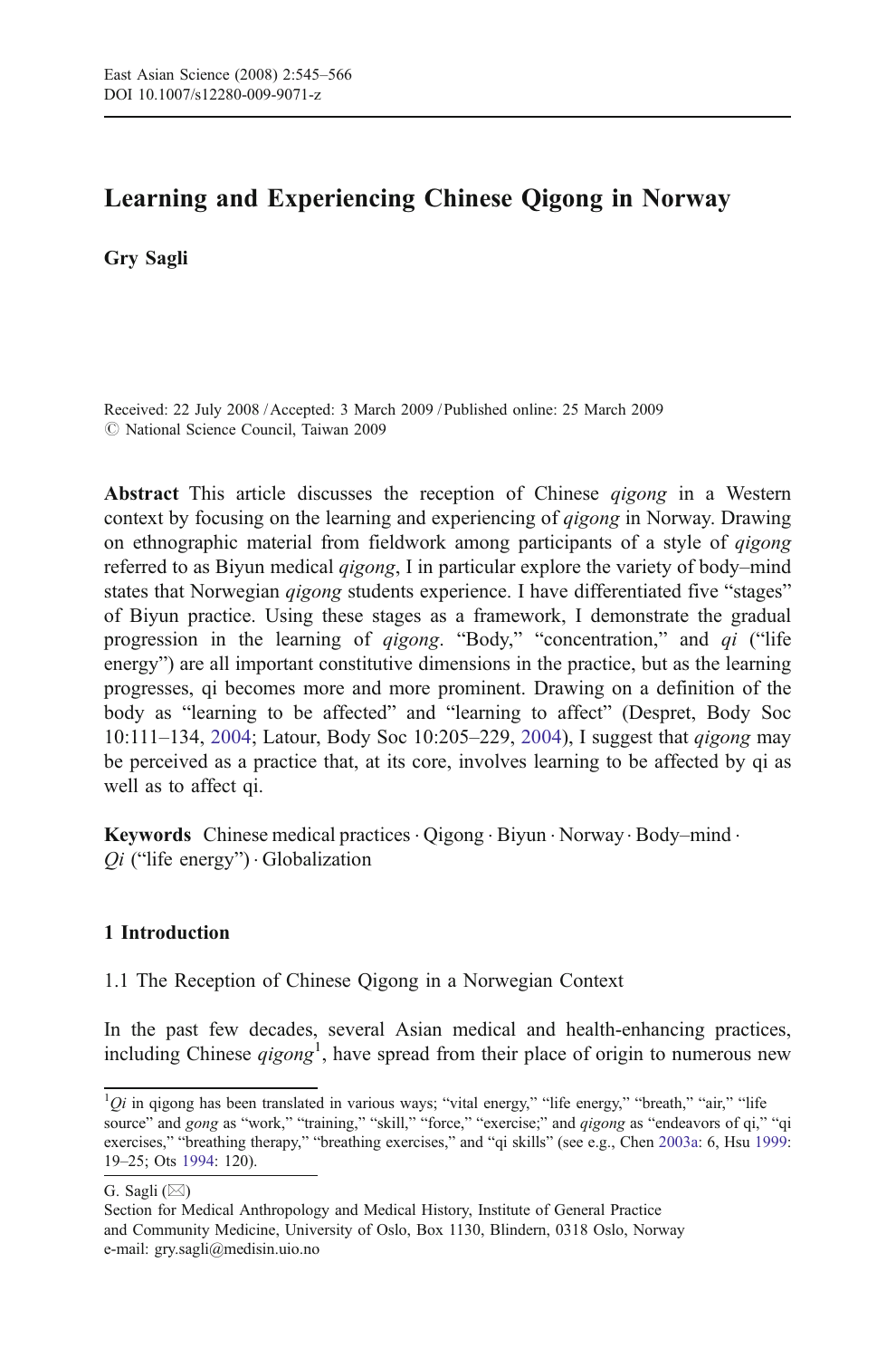East Asian Science (2008) 2:545–566
DOI 10.1007/s12280-009-9071-z

# Learning and Experiencing Chinese Qigong in Norway

**Gry Sagli**

Received: 22 July 2008 / Accepted: 3 March 2009 / Published online: 25 March 2009
© National Science Council, Taiwan 2009

**Abstract** This article discusses the reception of Chinese *qigong* in a Western context by focusing on the learning and experiencing of *qigong* in Norway. Drawing on ethnographic material from fieldwork among participants of a style of *qigong* referred to as Biyun medical *qigong*, I in particular explore the variety of body–mind states that Norwegian *qigong* students experience. I have differentiated five "stages" of Biyun practice. Using these stages as a framework, I demonstrate the gradual progression in the learning of *qigong*. "Body," "concentration," and *qi* ("life energy") are all important constitutive dimensions in the practice, but as the learning progresses, qi becomes more and more prominent. Drawing on a definition of the body as "learning to be affected" and "learning to affect" (Despret, Body Soc 10:111–134, 2004; Latour, Body Soc 10:205–229, 2004), I suggest that *qigong* may be perceived as a practice that, at its core, involves learning to be affected by qi as well as to affect qi.

**Keywords** Chinese medical practices · Qigong · Biyun · Norway · Body–mind · *Qi* ("life energy") · Globalization

## 1 Introduction

### 1.1 The Reception of Chinese Qigong in a Norwegian Context

In the past few decades, several Asian medical and health-enhancing practices, including Chinese *qigong*[1], have spread from their place of origin to numerous new

[1] *Qi* in qigong has been translated in various ways; "vital energy," "life energy," "breath," "air," "life source" and *gong* as "work," "training," "skill," "force," "exercise;" and *qigong* as "endeavors of qi," "qi exercises," "breathing therapy," "breathing exercises," and "qi skills" (see e.g., Chen 2003a: 6, Hsu 1999: 19–25; Ots 1994: 120).

G. Sagli (✉)
Section for Medical Anthropology and Medical History, Institute of General Practice and Community Medicine, University of Oslo, Box 1130, Blindern, 0318 Oslo, Norway
e-mail: gry.sagli@medisin.uio.no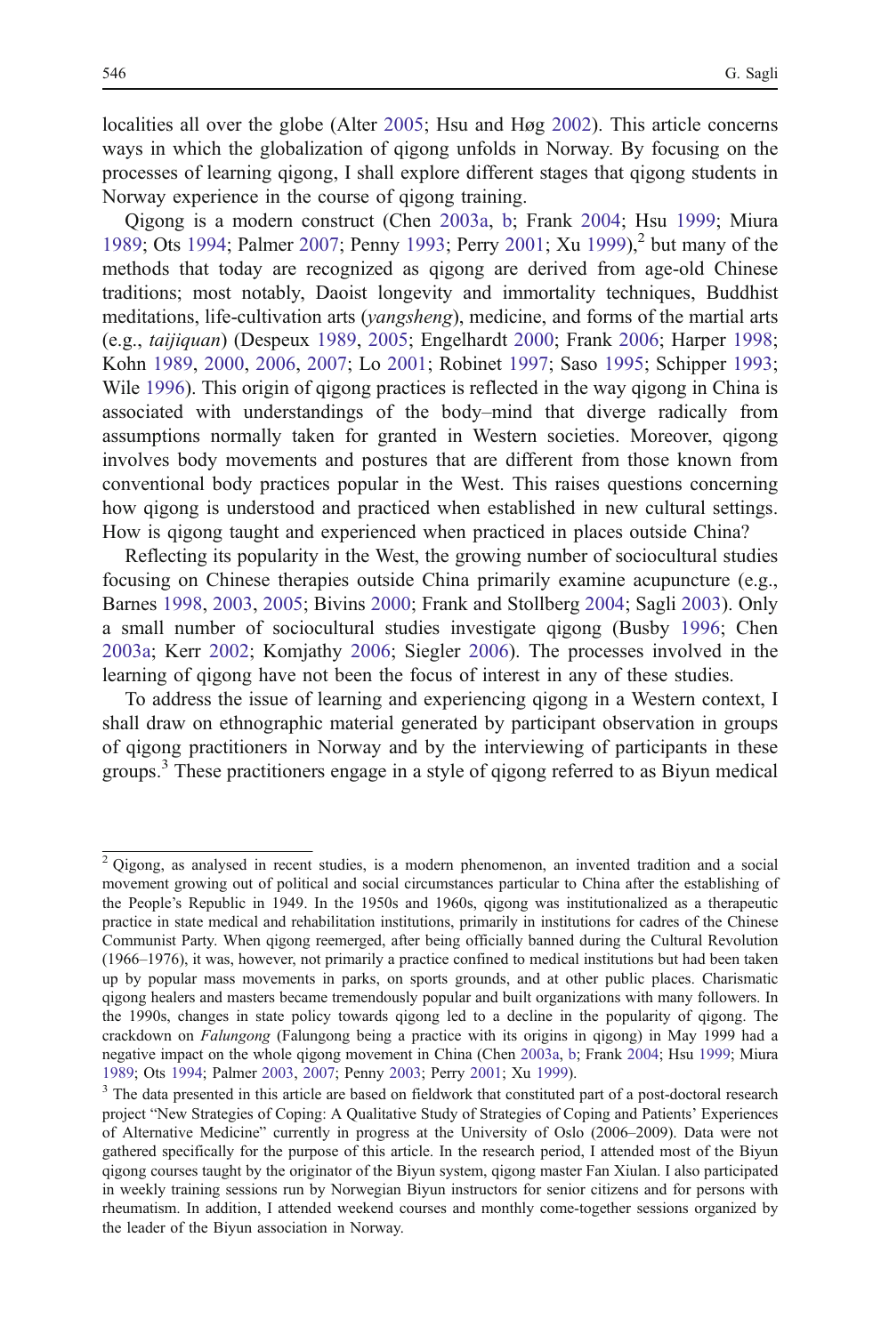localities all over the globe (Alter 2005; Hsu and Høg 2002). This article concerns ways in which the globalization of qigong unfolds in Norway. By focusing on the processes of learning qigong, I shall explore different stages that qigong students in Norway experience in the course of qigong training.

Qigong is a modern construct (Chen 2003a, b; Frank 2004; Hsu 1999; Miura 1989; Ots 1994; Palmer 2007; Penny 1993; Perry 2001; Xu 1999),[2] but many of the methods that today are recognized as qigong are derived from age-old Chinese traditions; most notably, Daoist longevity and immortality techniques, Buddhist meditations, life-cultivation arts (*yangsheng*), medicine, and forms of the martial arts (e.g., *taijiquan*) (Despeux 1989, 2005; Engelhardt 2000; Frank 2006; Harper 1998; Kohn 1989, 2000, 2006, 2007; Lo 2001; Robinet 1997; Saso 1995; Schipper 1993; Wile 1996). This origin of qigong practices is reflected in the way qigong in China is associated with understandings of the body–mind that diverge radically from assumptions normally taken for granted in Western societies. Moreover, qigong involves body movements and postures that are different from those known from conventional body practices popular in the West. This raises questions concerning how qigong is understood and practiced when established in new cultural settings. How is qigong taught and experienced when practiced in places outside China?

Reflecting its popularity in the West, the growing number of sociocultural studies focusing on Chinese therapies outside China primarily examine acupuncture (e.g., Barnes 1998, 2003, 2005; Bivins 2000; Frank and Stollberg 2004; Sagli 2003). Only a small number of sociocultural studies investigate qigong (Busby 1996; Chen 2003a; Kerr 2002; Komjathy 2006; Siegler 2006). The processes involved in the learning of qigong have not been the focus of interest in any of these studies.

To address the issue of learning and experiencing qigong in a Western context, I shall draw on ethnographic material generated by participant observation in groups of qigong practitioners in Norway and by the interviewing of participants in these groups.[3] These practitioners engage in a style of qigong referred to as Biyun medical

---

[2] Qigong, as analysed in recent studies, is a modern phenomenon, an invented tradition and a social movement growing out of political and social circumstances particular to China after the establishing of the People's Republic in 1949. In the 1950s and 1960s, qigong was institutionalized as a therapeutic practice in state medical and rehabilitation institutions, primarily in institutions for cadres of the Chinese Communist Party. When qigong reemerged, after being officially banned during the Cultural Revolution (1966–1976), it was, however, not primarily a practice confined to medical institutions but had been taken up by popular mass movements in parks, on sports grounds, and at other public places. Charismatic qigong healers and masters became tremendously popular and built organizations with many followers. In the 1990s, changes in state policy towards qigong led to a decline in the popularity of qigong. The crackdown on *Falungong* (Falungong being a practice with its origins in qigong) in May 1999 had a negative impact on the whole qigong movement in China (Chen 2003a, b; Frank 2004; Hsu 1999; Miura 1989; Ots 1994; Palmer 2003, 2007; Penny 2003; Perry 2001; Xu 1999).

[3] The data presented in this article are based on fieldwork that constituted part of a post-doctoral research project "New Strategies of Coping: A Qualitative Study of Strategies of Coping and Patients' Experiences of Alternative Medicine" currently in progress at the University of Oslo (2006–2009). Data were not gathered specifically for the purpose of this article. In the research period, I attended most of the Biyun qigong courses taught by the originator of the Biyun system, qigong master Fan Xiulan. I also participated in weekly training sessions run by Norwegian Biyun instructors for senior citizens and for persons with rheumatism. In addition, I attended weekend courses and monthly come-together sessions organized by the leader of the Biyun association in Norway.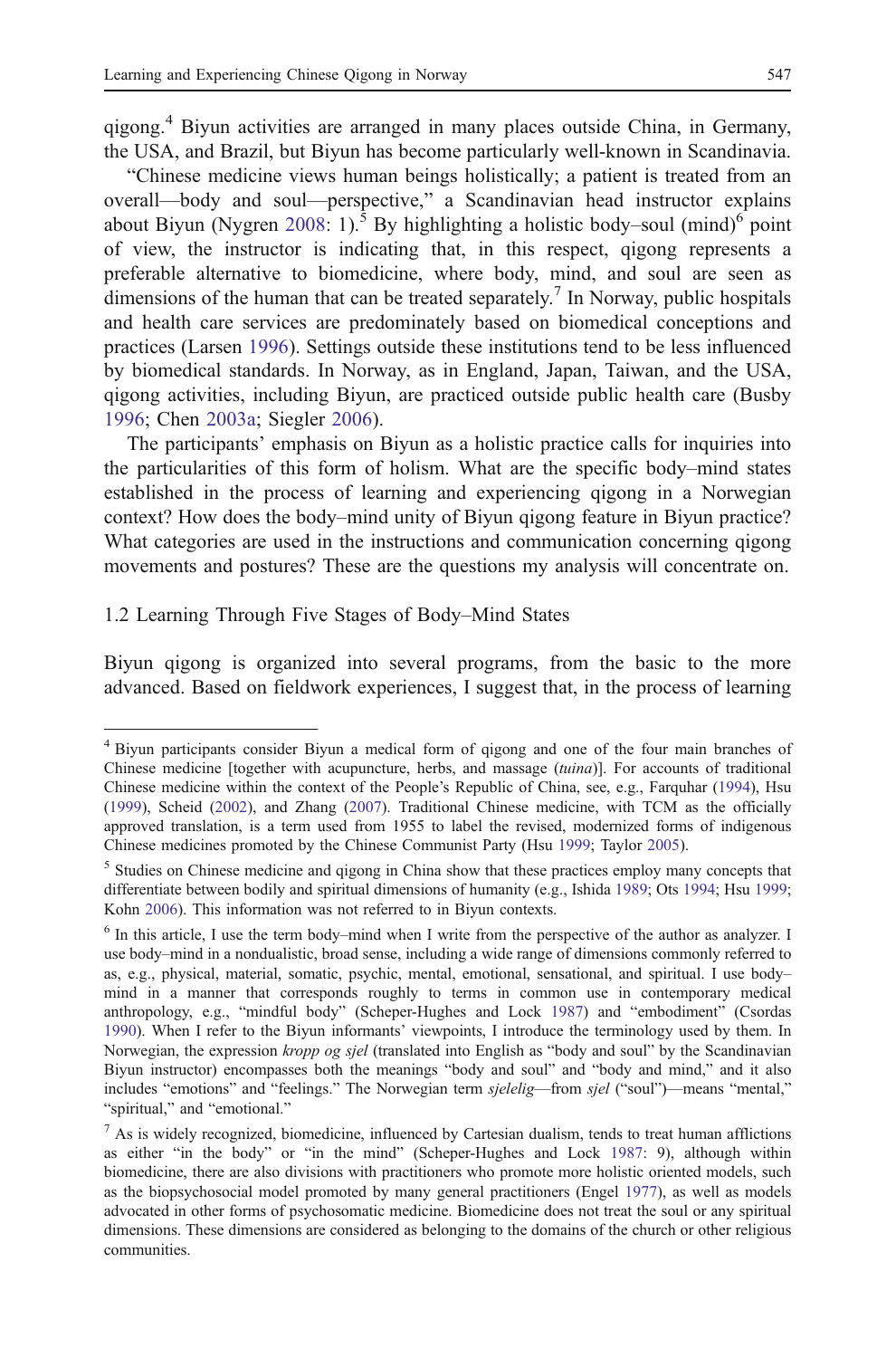qigong.[4] Biyun activities are arranged in many places outside China, in Germany, the USA, and Brazil, but Biyun has become particularly well-known in Scandinavia.

"Chinese medicine views human beings holistically; a patient is treated from an overall—body and soul—perspective," a Scandinavian head instructor explains about Biyun (Nygren 2008: 1).[5] By highlighting a holistic body–soul (mind)[6] point of view, the instructor is indicating that, in this respect, qigong represents a preferable alternative to biomedicine, where body, mind, and soul are seen as dimensions of the human that can be treated separately.[7] In Norway, public hospitals and health care services are predominately based on biomedical conceptions and practices (Larsen 1996). Settings outside these institutions tend to be less influenced by biomedical standards. In Norway, as in England, Japan, Taiwan, and the USA, qigong activities, including Biyun, are practiced outside public health care (Busby 1996; Chen 2003a; Siegler 2006).

The participants' emphasis on Biyun as a holistic practice calls for inquiries into the particularities of this form of holism. What are the specific body–mind states established in the process of learning and experiencing qigong in a Norwegian context? How does the body–mind unity of Biyun qigong feature in Biyun practice? What categories are used in the instructions and communication concerning qigong movements and postures? These are the questions my analysis will concentrate on.

## 1.2 Learning Through Five Stages of Body–Mind States

Biyun qigong is organized into several programs, from the basic to the more advanced. Based on fieldwork experiences, I suggest that, in the process of learning

---

[4] Biyun participants consider Biyun a medical form of qigong and one of the four main branches of Chinese medicine [together with acupuncture, herbs, and massage (*tuina*)]. For accounts of traditional Chinese medicine within the context of the People's Republic of China, see, e.g., Farquhar (1994), Hsu (1999), Scheid (2002), and Zhang (2007). Traditional Chinese medicine, with TCM as the officially approved translation, is a term used from 1955 to label the revised, modernized forms of indigenous Chinese medicines promoted by the Chinese Communist Party (Hsu 1999; Taylor 2005).

[5] Studies on Chinese medicine and qigong in China show that these practices employ many concepts that differentiate between bodily and spiritual dimensions of humanity (e.g., Ishida 1989; Ots 1994; Hsu 1999; Kohn 2006). This information was not referred to in Biyun contexts.

[6] In this article, I use the term body–mind when I write from the perspective of the author as analyzer. I use body–mind in a nondualistic, broad sense, including a wide range of dimensions commonly referred to as, e.g., physical, material, somatic, psychic, mental, emotional, sensational, and spiritual. I use body–mind in a manner that corresponds roughly to terms in common use in contemporary medical anthropology, e.g., "mindful body" (Scheper-Hughes and Lock 1987) and "embodiment" (Csordas 1990). When I refer to the Biyun informants' viewpoints, I introduce the terminology used by them. In Norwegian, the expression *kropp og sjel* (translated into English as "body and soul" by the Scandinavian Biyun instructor) encompasses both the meanings "body and soul" and "body and mind," and it also includes "emotions" and "feelings." The Norwegian term *sjelelig*—from *sjel* ("soul")—means "mental," "spiritual," and "emotional."

[7] As is widely recognized, biomedicine, influenced by Cartesian dualism, tends to treat human afflictions as either "in the body" or "in the mind" (Scheper-Hughes and Lock 1987: 9), although within biomedicine, there are also divisions with practitioners who promote more holistic oriented models, such as the biopsychosocial model promoted by many general practitioners (Engel 1977), as well as models advocated in other forms of psychosomatic medicine. Biomedicine does not treat the soul or any spiritual dimensions. These dimensions are considered as belonging to the domains of the church or other religious communities.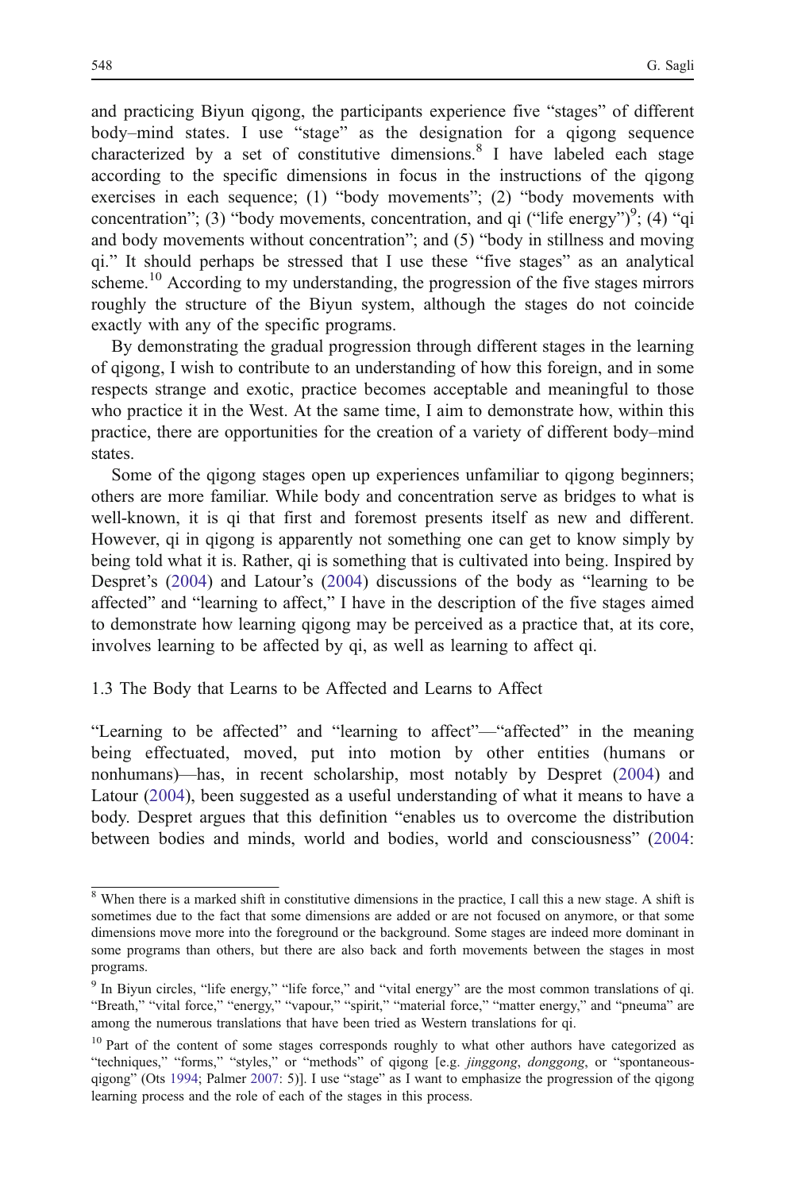and practicing Biyun qigong, the participants experience five "stages" of different body–mind states. I use "stage" as the designation for a qigong sequence characterized by a set of constitutive dimensions.[8] I have labeled each stage according to the specific dimensions in focus in the instructions of the qigong exercises in each sequence; (1) "body movements"; (2) "body movements with concentration"; (3) "body movements, concentration, and qi ("life energy")[9]; (4) "qi and body movements without concentration"; and (5) "body in stillness and moving qi." It should perhaps be stressed that I use these "five stages" as an analytical scheme.[10] According to my understanding, the progression of the five stages mirrors roughly the structure of the Biyun system, although the stages do not coincide exactly with any of the specific programs.

By demonstrating the gradual progression through different stages in the learning of qigong, I wish to contribute to an understanding of how this foreign, and in some respects strange and exotic, practice becomes acceptable and meaningful to those who practice it in the West. At the same time, I aim to demonstrate how, within this practice, there are opportunities for the creation of a variety of different body–mind states.

Some of the qigong stages open up experiences unfamiliar to qigong beginners; others are more familiar. While body and concentration serve as bridges to what is well-known, it is qi that first and foremost presents itself as new and different. However, qi in qigong is apparently not something one can get to know simply by being told what it is. Rather, qi is something that is cultivated into being. Inspired by Despret's (2004) and Latour's (2004) discussions of the body as "learning to be affected" and "learning to affect," I have in the description of the five stages aimed to demonstrate how learning qigong may be perceived as a practice that, at its core, involves learning to be affected by qi, as well as learning to affect qi.

### 1.3 The Body that Learns to be Affected and Learns to Affect

"Learning to be affected" and "learning to affect"—"affected" in the meaning being effectuated, moved, put into motion by other entities (humans or nonhumans)—has, in recent scholarship, most notably by Despret (2004) and Latour (2004), been suggested as a useful understanding of what it means to have a body. Despret argues that this definition "enables us to overcome the distribution between bodies and minds, world and bodies, world and consciousness" (2004:

---

[8] When there is a marked shift in constitutive dimensions in the practice, I call this a new stage. A shift is sometimes due to the fact that some dimensions are added or are not focused on anymore, or that some dimensions move more into the foreground or the background. Some stages are indeed more dominant in some programs than others, but there are also back and forth movements between the stages in most programs.

[9] In Biyun circles, "life energy," "life force," and "vital energy" are the most common translations of qi. "Breath," "vital force," "energy," "vapour," "spirit," "material force," "matter energy," and "pneuma" are among the numerous translations that have been tried as Western translations for qi.

[10] Part of the content of some stages corresponds roughly to what other authors have categorized as "techniques," "forms," "styles," or "methods" of qigong [e.g. *jinggong*, *donggong*, or "spontaneous-qigong" (Ots 1994; Palmer 2007: 5)]. I use "stage" as I want to emphasize the progression of the qigong learning process and the role of each of the stages in this process.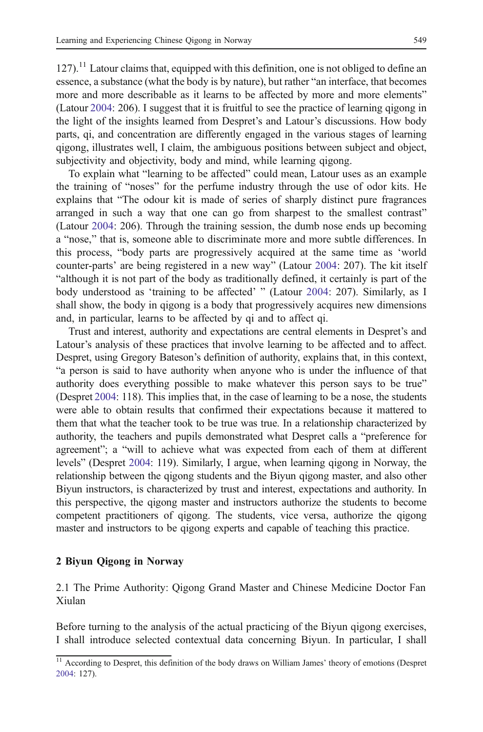127).[11] Latour claims that, equipped with this definition, one is not obliged to define an essence, a substance (what the body is by nature), but rather "an interface, that becomes more and more describable as it learns to be affected by more and more elements" (Latour 2004: 206). I suggest that it is fruitful to see the practice of learning qigong in the light of the insights learned from Despret's and Latour's discussions. How body parts, qi, and concentration are differently engaged in the various stages of learning qigong, illustrates well, I claim, the ambiguous positions between subject and object, subjectivity and objectivity, body and mind, while learning qigong.

To explain what "learning to be affected" could mean, Latour uses as an example the training of "noses" for the perfume industry through the use of odor kits. He explains that "The odour kit is made of series of sharply distinct pure fragrances arranged in such a way that one can go from sharpest to the smallest contrast" (Latour 2004: 206). Through the training session, the dumb nose ends up becoming a "nose," that is, someone able to discriminate more and more subtle differences. In this process, "body parts are progressively acquired at the same time as 'world counter-parts' are being registered in a new way" (Latour 2004: 207). The kit itself "although it is not part of the body as traditionally defined, it certainly is part of the body understood as 'training to be affected' " (Latour 2004: 207). Similarly, as I shall show, the body in qigong is a body that progressively acquires new dimensions and, in particular, learns to be affected by qi and to affect qi.

Trust and interest, authority and expectations are central elements in Despret's and Latour's analysis of these practices that involve learning to be affected and to affect. Despret, using Gregory Bateson's definition of authority, explains that, in this context, "a person is said to have authority when anyone who is under the influence of that authority does everything possible to make whatever this person says to be true" (Despret 2004: 118). This implies that, in the case of learning to be a nose, the students were able to obtain results that confirmed their expectations because it mattered to them that what the teacher took to be true was true. In a relationship characterized by authority, the teachers and pupils demonstrated what Despret calls a "preference for agreement"; a "will to achieve what was expected from each of them at different levels" (Despret 2004: 119). Similarly, I argue, when learning qigong in Norway, the relationship between the qigong students and the Biyun qigong master, and also other Biyun instructors, is characterized by trust and interest, expectations and authority. In this perspective, the qigong master and instructors authorize the students to become competent practitioners of qigong. The students, vice versa, authorize the qigong master and instructors to be qigong experts and capable of teaching this practice.

## 2 Biyun Qigong in Norway

### 2.1 The Prime Authority: Qigong Grand Master and Chinese Medicine Doctor Fan Xiulan

Before turning to the analysis of the actual practicing of the Biyun qigong exercises, I shall introduce selected contextual data concerning Biyun. In particular, I shall

[11] According to Despret, this definition of the body draws on William James' theory of emotions (Despret 2004: 127).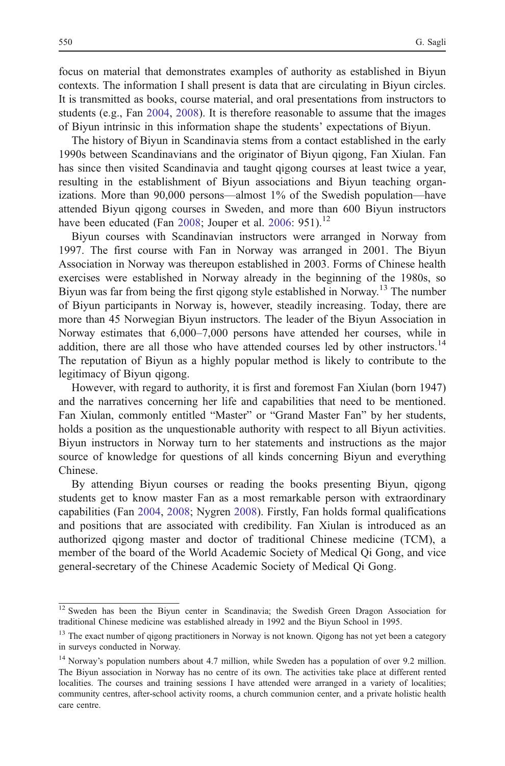focus on material that demonstrates examples of authority as established in Biyun contexts. The information I shall present is data that are circulating in Biyun circles. It is transmitted as books, course material, and oral presentations from instructors to students (e.g., Fan 2004, 2008). It is therefore reasonable to assume that the images of Biyun intrinsic in this information shape the students' expectations of Biyun.

The history of Biyun in Scandinavia stems from a contact established in the early 1990s between Scandinavians and the originator of Biyun qigong, Fan Xiulan. Fan has since then visited Scandinavia and taught qigong courses at least twice a year, resulting in the establishment of Biyun associations and Biyun teaching organizations. More than 90,000 persons—almost 1% of the Swedish population—have attended Biyun qigong courses in Sweden, and more than 600 Biyun instructors have been educated (Fan 2008; Jouper et al. 2006: 951).[12]

Biyun courses with Scandinavian instructors were arranged in Norway from 1997. The first course with Fan in Norway was arranged in 2001. The Biyun Association in Norway was thereupon established in 2003. Forms of Chinese health exercises were established in Norway already in the beginning of the 1980s, so Biyun was far from being the first qigong style established in Norway.[13] The number of Biyun participants in Norway is, however, steadily increasing. Today, there are more than 45 Norwegian Biyun instructors. The leader of the Biyun Association in Norway estimates that 6,000–7,000 persons have attended her courses, while in addition, there are all those who have attended courses led by other instructors.[14] The reputation of Biyun as a highly popular method is likely to contribute to the legitimacy of Biyun qigong.

However, with regard to authority, it is first and foremost Fan Xiulan (born 1947) and the narratives concerning her life and capabilities that need to be mentioned. Fan Xiulan, commonly entitled "Master" or "Grand Master Fan" by her students, holds a position as the unquestionable authority with respect to all Biyun activities. Biyun instructors in Norway turn to her statements and instructions as the major source of knowledge for questions of all kinds concerning Biyun and everything Chinese.

By attending Biyun courses or reading the books presenting Biyun, qigong students get to know master Fan as a most remarkable person with extraordinary capabilities (Fan 2004, 2008; Nygren 2008). Firstly, Fan holds formal qualifications and positions that are associated with credibility. Fan Xiulan is introduced as an authorized qigong master and doctor of traditional Chinese medicine (TCM), a member of the board of the World Academic Society of Medical Qi Gong, and vice general-secretary of the Chinese Academic Society of Medical Qi Gong.

---

[12] Sweden has been the Biyun center in Scandinavia; the Swedish Green Dragon Association for traditional Chinese medicine was established already in 1992 and the Biyun School in 1995.

[13] The exact number of qigong practitioners in Norway is not known. Qigong has not yet been a category in surveys conducted in Norway.

[14] Norway's population numbers about 4.7 million, while Sweden has a population of over 9.2 million. The Biyun association in Norway has no centre of its own. The activities take place at different rented localities. The courses and training sessions I have attended were arranged in a variety of localities; community centres, after-school activity rooms, a church communion center, and a private holistic health care centre.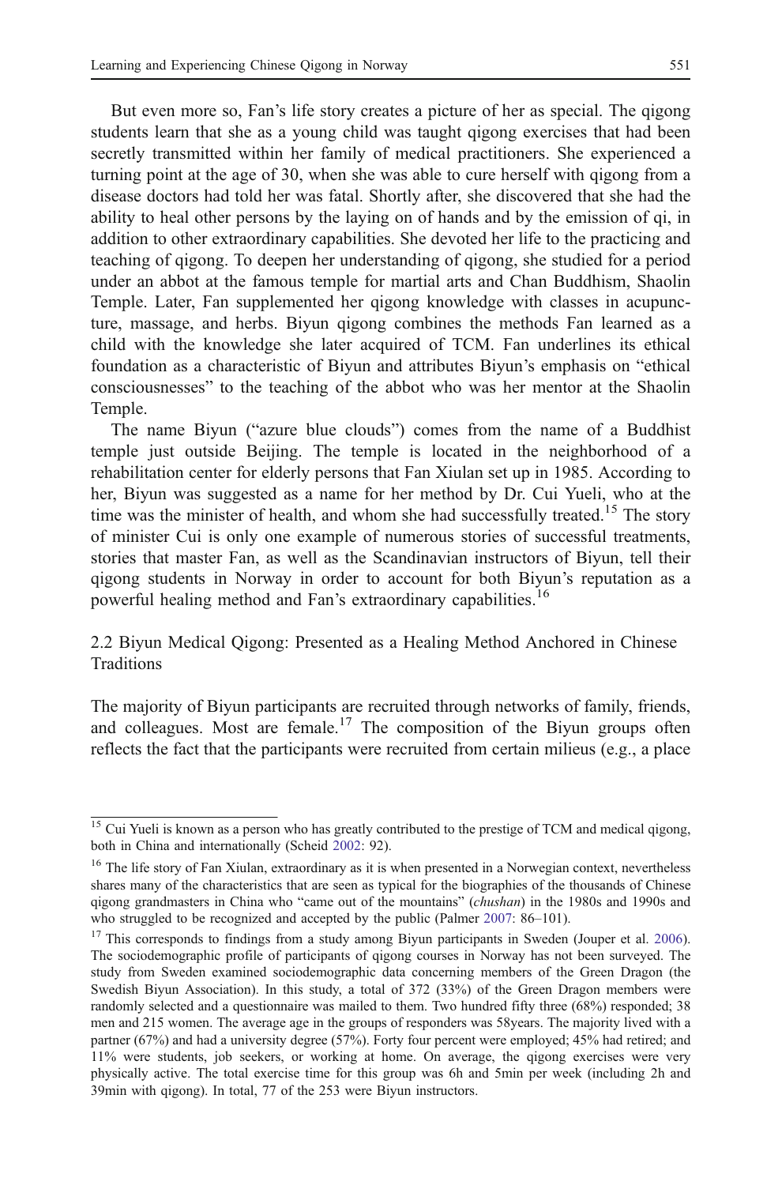But even more so, Fan's life story creates a picture of her as special. The qigong students learn that she as a young child was taught qigong exercises that had been secretly transmitted within her family of medical practitioners. She experienced a turning point at the age of 30, when she was able to cure herself with qigong from a disease doctors had told her was fatal. Shortly after, she discovered that she had the ability to heal other persons by the laying on of hands and by the emission of qi, in addition to other extraordinary capabilities. She devoted her life to the practicing and teaching of qigong. To deepen her understanding of qigong, she studied for a period under an abbot at the famous temple for martial arts and Chan Buddhism, Shaolin Temple. Later, Fan supplemented her qigong knowledge with classes in acupuncture, massage, and herbs. Biyun qigong combines the methods Fan learned as a child with the knowledge she later acquired of TCM. Fan underlines its ethical foundation as a characteristic of Biyun and attributes Biyun's emphasis on "ethical consciousnesses" to the teaching of the abbot who was her mentor at the Shaolin Temple.

The name Biyun ("azure blue clouds") comes from the name of a Buddhist temple just outside Beijing. The temple is located in the neighborhood of a rehabilitation center for elderly persons that Fan Xiulan set up in 1985. According to her, Biyun was suggested as a name for her method by Dr. Cui Yueli, who at the time was the minister of health, and whom she had successfully treated.[15] The story of minister Cui is only one example of numerous stories of successful treatments, stories that master Fan, as well as the Scandinavian instructors of Biyun, tell their qigong students in Norway in order to account for both Biyun's reputation as a powerful healing method and Fan's extraordinary capabilities.[16]

## 2.2 Biyun Medical Qigong: Presented as a Healing Method Anchored in Chinese Traditions

The majority of Biyun participants are recruited through networks of family, friends, and colleagues. Most are female.[17] The composition of the Biyun groups often reflects the fact that the participants were recruited from certain milieus (e.g., a place

---

[15] Cui Yueli is known as a person who has greatly contributed to the prestige of TCM and medical qigong, both in China and internationally (Scheid 2002: 92).

[16] The life story of Fan Xiulan, extraordinary as it is when presented in a Norwegian context, nevertheless shares many of the characteristics that are seen as typical for the biographies of the thousands of Chinese qigong grandmasters in China who "came out of the mountains" (*chushan*) in the 1980s and 1990s and who struggled to be recognized and accepted by the public (Palmer 2007: 86–101).

[17] This corresponds to findings from a study among Biyun participants in Sweden (Jouper et al. 2006). The sociodemographic profile of participants of qigong courses in Norway has not been surveyed. The study from Sweden examined sociodemographic data concerning members of the Green Dragon (the Swedish Biyun Association). In this study, a total of 372 (33%) of the Green Dragon members were randomly selected and a questionnaire was mailed to them. Two hundred fifty three (68%) responded; 38 men and 215 women. The average age in the groups of responders was 58years. The majority lived with a partner (67%) and had a university degree (57%). Forty four percent were employed; 45% had retired; and 11% were students, job seekers, or working at home. On average, the qigong exercises were very physically active. The total exercise time for this group was 6h and 5min per week (including 2h and 39min with qigong). In total, 77 of the 253 were Biyun instructors.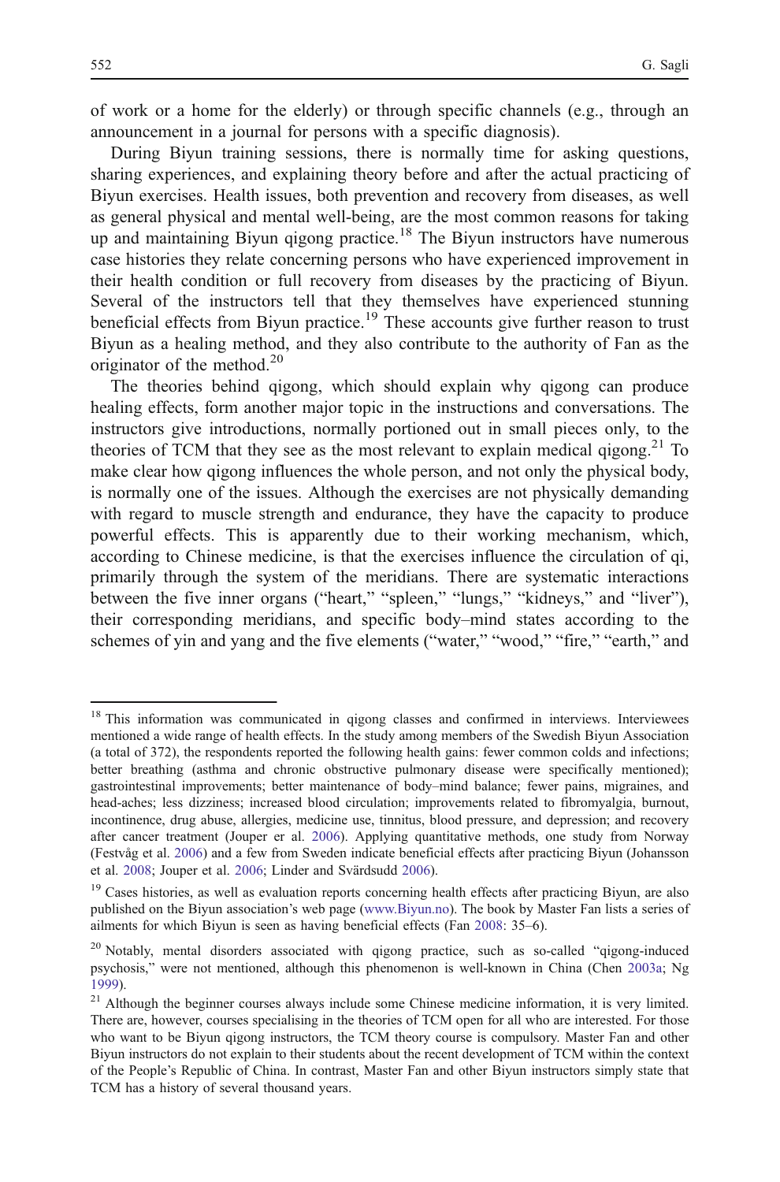of work or a home for the elderly) or through specific channels (e.g., through an announcement in a journal for persons with a specific diagnosis).

During Biyun training sessions, there is normally time for asking questions, sharing experiences, and explaining theory before and after the actual practicing of Biyun exercises. Health issues, both prevention and recovery from diseases, as well as general physical and mental well-being, are the most common reasons for taking up and maintaining Biyun qigong practice.[18] The Biyun instructors have numerous case histories they relate concerning persons who have experienced improvement in their health condition or full recovery from diseases by the practicing of Biyun. Several of the instructors tell that they themselves have experienced stunning beneficial effects from Biyun practice.[19] These accounts give further reason to trust Biyun as a healing method, and they also contribute to the authority of Fan as the originator of the method.[20]

The theories behind qigong, which should explain why qigong can produce healing effects, form another major topic in the instructions and conversations. The instructors give introductions, normally portioned out in small pieces only, to the theories of TCM that they see as the most relevant to explain medical qigong.[21] To make clear how qigong influences the whole person, and not only the physical body, is normally one of the issues. Although the exercises are not physically demanding with regard to muscle strength and endurance, they have the capacity to produce powerful effects. This is apparently due to their working mechanism, which, according to Chinese medicine, is that the exercises influence the circulation of qi, primarily through the system of the meridians. There are systematic interactions between the five inner organs ("heart," "spleen," "lungs," "kidneys," and "liver"), their corresponding meridians, and specific body–mind states according to the schemes of yin and yang and the five elements ("water," "wood," "fire," "earth," and

---

[18] This information was communicated in qigong classes and confirmed in interviews. Interviewees mentioned a wide range of health effects. In the study among members of the Swedish Biyun Association (a total of 372), the respondents reported the following health gains: fewer common colds and infections; better breathing (asthma and chronic obstructive pulmonary disease were specifically mentioned); gastrointestinal improvements; better maintenance of body–mind balance; fewer pains, migraines, and head-aches; less dizziness; increased blood circulation; improvements related to fibromyalgia, burnout, incontinence, drug abuse, allergies, medicine use, tinnitus, blood pressure, and depression; and recovery after cancer treatment (Jouper er al. 2006). Applying quantitative methods, one study from Norway (Festvåg et al. 2006) and a few from Sweden indicate beneficial effects after practicing Biyun (Johansson et al. 2008; Jouper et al. 2006; Linder and Svärdsudd 2006).

[19] Cases histories, as well as evaluation reports concerning health effects after practicing Biyun, are also published on the Biyun association's web page (www.Biyun.no). The book by Master Fan lists a series of ailments for which Biyun is seen as having beneficial effects (Fan 2008: 35–6).

[20] Notably, mental disorders associated with qigong practice, such as so-called "qigong-induced psychosis," were not mentioned, although this phenomenon is well-known in China (Chen 2003a; Ng 1999).

[21] Although the beginner courses always include some Chinese medicine information, it is very limited. There are, however, courses specialising in the theories of TCM open for all who are interested. For those who want to be Biyun qigong instructors, the TCM theory course is compulsory. Master Fan and other Biyun instructors do not explain to their students about the recent development of TCM within the context of the People's Republic of China. In contrast, Master Fan and other Biyun instructors simply state that TCM has a history of several thousand years.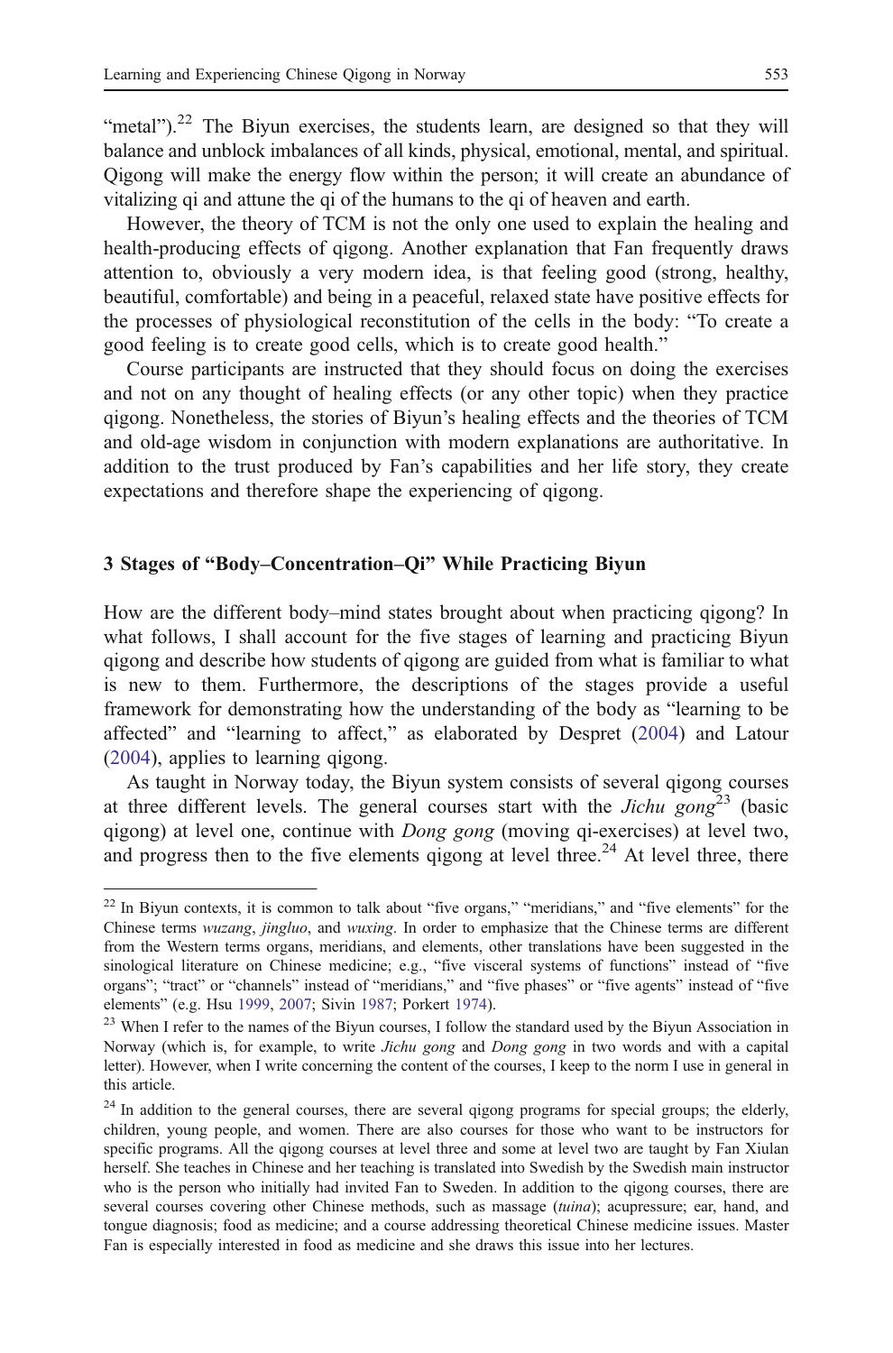"metal").[22] The Biyun exercises, the students learn, are designed so that they will balance and unblock imbalances of all kinds, physical, emotional, mental, and spiritual. Qigong will make the energy flow within the person; it will create an abundance of vitalizing qi and attune the qi of the humans to the qi of heaven and earth.

However, the theory of TCM is not the only one used to explain the healing and health-producing effects of qigong. Another explanation that Fan frequently draws attention to, obviously a very modern idea, is that feeling good (strong, healthy, beautiful, comfortable) and being in a peaceful, relaxed state have positive effects for the processes of physiological reconstitution of the cells in the body: "To create a good feeling is to create good cells, which is to create good health."

Course participants are instructed that they should focus on doing the exercises and not on any thought of healing effects (or any other topic) when they practice qigong. Nonetheless, the stories of Biyun's healing effects and the theories of TCM and old-age wisdom in conjunction with modern explanations are authoritative. In addition to the trust produced by Fan's capabilities and her life story, they create expectations and therefore shape the experiencing of qigong.

## 3 Stages of "Body–Concentration–Qi" While Practicing Biyun

How are the different body–mind states brought about when practicing qigong? In what follows, I shall account for the five stages of learning and practicing Biyun qigong and describe how students of qigong are guided from what is familiar to what is new to them. Furthermore, the descriptions of the stages provide a useful framework for demonstrating how the understanding of the body as "learning to be affected" and "learning to affect," as elaborated by Despret (2004) and Latour (2004), applies to learning qigong.

As taught in Norway today, the Biyun system consists of several qigong courses at three different levels. The general courses start with the *Jichu gong*[23] (basic qigong) at level one, continue with *Dong gong* (moving qi-exercises) at level two, and progress then to the five elements qigong at level three.[24] At level three, there

---

[22] In Biyun contexts, it is common to talk about "five organs," "meridians," and "five elements" for the Chinese terms *wuzang*, *jingluo*, and *wuxing*. In order to emphasize that the Chinese terms are different from the Western terms organs, meridians, and elements, other translations have been suggested in the sinological literature on Chinese medicine; e.g., "five visceral systems of functions" instead of "five organs"; "tract" or "channels" instead of "meridians," and "five phases" or "five agents" instead of "five elements" (e.g. Hsu 1999, 2007; Sivin 1987; Porkert 1974).

[23] When I refer to the names of the Biyun courses, I follow the standard used by the Biyun Association in Norway (which is, for example, to write *Jichu gong* and *Dong gong* in two words and with a capital letter). However, when I write concerning the content of the courses, I keep to the norm I use in general in this article.

[24] In addition to the general courses, there are several qigong programs for special groups; the elderly, children, young people, and women. There are also courses for those who want to be instructors for specific programs. All the qigong courses at level three and some at level two are taught by Fan Xiulan herself. She teaches in Chinese and her teaching is translated into Swedish by the Swedish main instructor who is the person who initially had invited Fan to Sweden. In addition to the qigong courses, there are several courses covering other Chinese methods, such as massage (*tuina*); acupressure; ear, hand, and tongue diagnosis; food as medicine; and a course addressing theoretical Chinese medicine issues. Master Fan is especially interested in food as medicine and she draws this issue into her lectures.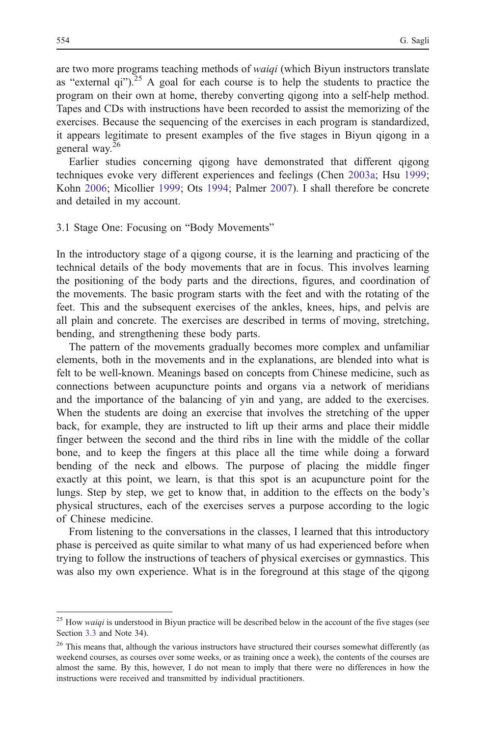are two more programs teaching methods of *waiqi* (which Biyun instructors translate as "external qi").[25] A goal for each course is to help the students to practice the program on their own at home, thereby converting qigong into a self-help method. Tapes and CDs with instructions have been recorded to assist the memorizing of the exercises. Because the sequencing of the exercises in each program is standardized, it appears legitimate to present examples of the five stages in Biyun qigong in a general way.[26]

Earlier studies concerning qigong have demonstrated that different qigong techniques evoke very different experiences and feelings (Chen 2003a; Hsu 1999; Kohn 2006; Micollier 1999; Ots 1994; Palmer 2007). I shall therefore be concrete and detailed in my account.

### 3.1 Stage One: Focusing on "Body Movements"

In the introductory stage of a qigong course, it is the learning and practicing of the technical details of the body movements that are in focus. This involves learning the positioning of the body parts and the directions, figures, and coordination of the movements. The basic program starts with the feet and with the rotating of the feet. This and the subsequent exercises of the ankles, knees, hips, and pelvis are all plain and concrete. The exercises are described in terms of moving, stretching, bending, and strengthening these body parts.

The pattern of the movements gradually becomes more complex and unfamiliar elements, both in the movements and in the explanations, are blended into what is felt to be well-known. Meanings based on concepts from Chinese medicine, such as connections between acupuncture points and organs via a network of meridians and the importance of the balancing of yin and yang, are added to the exercises. When the students are doing an exercise that involves the stretching of the upper back, for example, they are instructed to lift up their arms and place their middle finger between the second and the third ribs in line with the middle of the collar bone, and to keep the fingers at this place all the time while doing a forward bending of the neck and elbows. The purpose of placing the middle finger exactly at this point, we learn, is that this spot is an acupuncture point for the lungs. Step by step, we get to know that, in addition to the effects on the body's physical structures, each of the exercises serves a purpose according to the logic of Chinese medicine.

From listening to the conversations in the classes, I learned that this introductory phase is perceived as quite similar to what many of us had experienced before when trying to follow the instructions of teachers of physical exercises or gymnastics. This was also my own experience. What is in the foreground at this stage of the qigong

---

[25] How *waiqi* is understood in Biyun practice will be described below in the account of the five stages (see Section 3.3 and Note 34).

[26] This means that, although the various instructors have structured their courses somewhat differently (as weekend courses, as courses over some weeks, or as training once a week), the contents of the courses are almost the same. By this, however, I do not mean to imply that there were no differences in how the instructions were received and transmitted by individual practitioners.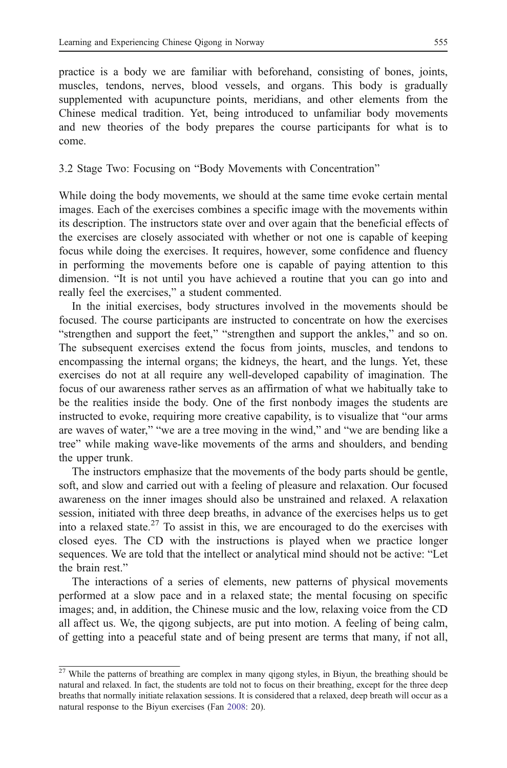practice is a body we are familiar with beforehand, consisting of bones, joints, muscles, tendons, nerves, blood vessels, and organs. This body is gradually supplemented with acupuncture points, meridians, and other elements from the Chinese medical tradition. Yet, being introduced to unfamiliar body movements and new theories of the body prepares the course participants for what is to come.

### 3.2 Stage Two: Focusing on "Body Movements with Concentration"

While doing the body movements, we should at the same time evoke certain mental images. Each of the exercises combines a specific image with the movements within its description. The instructors state over and over again that the beneficial effects of the exercises are closely associated with whether or not one is capable of keeping focus while doing the exercises. It requires, however, some confidence and fluency in performing the movements before one is capable of paying attention to this dimension. "It is not until you have achieved a routine that you can go into and really feel the exercises," a student commented.

In the initial exercises, body structures involved in the movements should be focused. The course participants are instructed to concentrate on how the exercises "strengthen and support the feet," "strengthen and support the ankles," and so on. The subsequent exercises extend the focus from joints, muscles, and tendons to encompassing the internal organs; the kidneys, the heart, and the lungs. Yet, these exercises do not at all require any well-developed capability of imagination. The focus of our awareness rather serves as an affirmation of what we habitually take to be the realities inside the body. One of the first nonbody images the students are instructed to evoke, requiring more creative capability, is to visualize that "our arms are waves of water," "we are a tree moving in the wind," and "we are bending like a tree" while making wave-like movements of the arms and shoulders, and bending the upper trunk.

The instructors emphasize that the movements of the body parts should be gentle, soft, and slow and carried out with a feeling of pleasure and relaxation. Our focused awareness on the inner images should also be unstrained and relaxed. A relaxation session, initiated with three deep breaths, in advance of the exercises helps us to get into a relaxed state.[27] To assist in this, we are encouraged to do the exercises with closed eyes. The CD with the instructions is played when we practice longer sequences. We are told that the intellect or analytical mind should not be active: "Let the brain rest."

The interactions of a series of elements, new patterns of physical movements performed at a slow pace and in a relaxed state; the mental focusing on specific images; and, in addition, the Chinese music and the low, relaxing voice from the CD all affect us. We, the qigong subjects, are put into motion. A feeling of being calm, of getting into a peaceful state and of being present are terms that many, if not all,

---

[27] While the patterns of breathing are complex in many qigong styles, in Biyun, the breathing should be natural and relaxed. In fact, the students are told not to focus on their breathing, except for the three deep breaths that normally initiate relaxation sessions. It is considered that a relaxed, deep breath will occur as a natural response to the Biyun exercises (Fan 2008: 20).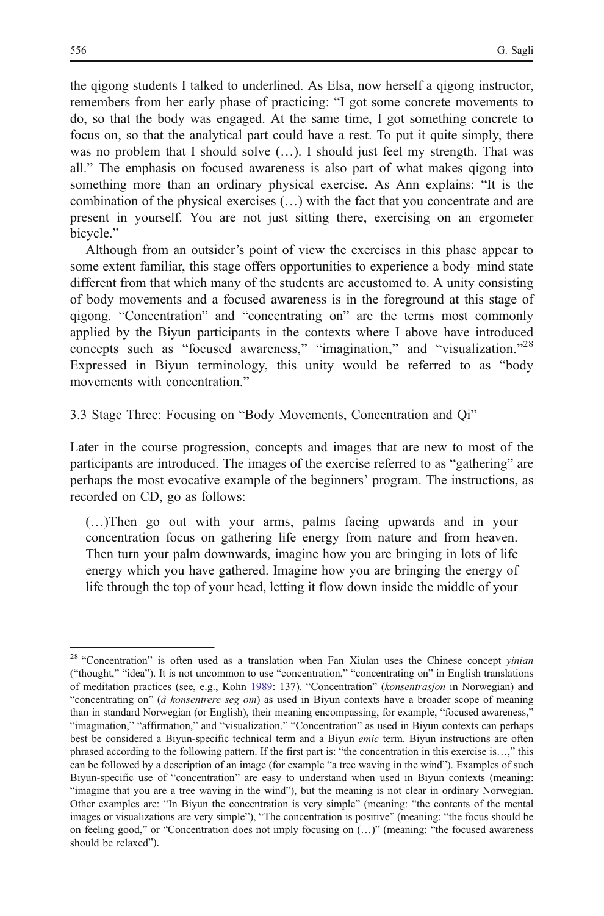the qigong students I talked to underlined. As Elsa, now herself a qigong instructor, remembers from her early phase of practicing: "I got some concrete movements to do, so that the body was engaged. At the same time, I got something concrete to focus on, so that the analytical part could have a rest. To put it quite simply, there was no problem that I should solve (…). I should just feel my strength. That was all." The emphasis on focused awareness is also part of what makes qigong into something more than an ordinary physical exercise. As Ann explains: "It is the combination of the physical exercises (…) with the fact that you concentrate and are present in yourself. You are not just sitting there, exercising on an ergometer bicycle."

Although from an outsider's point of view the exercises in this phase appear to some extent familiar, this stage offers opportunities to experience a body–mind state different from that which many of the students are accustomed to. A unity consisting of body movements and a focused awareness is in the foreground at this stage of qigong. "Concentration" and "concentrating on" are the terms most commonly applied by the Biyun participants in the contexts where I above have introduced concepts such as "focused awareness," "imagination," and "visualization."[28] Expressed in Biyun terminology, this unity would be referred to as "body movements with concentration."

### 3.3 Stage Three: Focusing on "Body Movements, Concentration and Qi"

Later in the course progression, concepts and images that are new to most of the participants are introduced. The images of the exercise referred to as "gathering" are perhaps the most evocative example of the beginners' program. The instructions, as recorded on CD, go as follows:

> (…)Then go out with your arms, palms facing upwards and in your concentration focus on gathering life energy from nature and from heaven. Then turn your palm downwards, imagine how you are bringing in lots of life energy which you have gathered. Imagine how you are bringing the energy of life through the top of your head, letting it flow down inside the middle of your

---

[28] "Concentration" is often used as a translation when Fan Xiulan uses the Chinese concept *yinian* ("thought," "idea"). It is not uncommon to use "concentration," "concentrating on" in English translations of meditation practices (see, e.g., Kohn 1989: 137). "Concentration" (*konsentrasjon* in Norwegian) and "concentrating on" (*å konsentrere seg om*) as used in Biyun contexts have a broader scope of meaning than in standard Norwegian (or English), their meaning encompassing, for example, "focused awareness," "imagination," "affirmation," and "visualization." "Concentration" as used in Biyun contexts can perhaps best be considered a Biyun-specific technical term and a Biyun *emic* term. Biyun instructions are often phrased according to the following pattern. If the first part is: "the concentration in this exercise is…," this can be followed by a description of an image (for example "a tree waving in the wind"). Examples of such Biyun-specific use of "concentration" are easy to understand when used in Biyun contexts (meaning: "imagine that you are a tree waving in the wind"), but the meaning is not clear in ordinary Norwegian. Other examples are: "In Biyun the concentration is very simple" (meaning: "the contents of the mental images or visualizations are very simple"), "The concentration is positive" (meaning: "the focus should be on feeling good," or "Concentration does not imply focusing on (…)" (meaning: "the focused awareness should be relaxed").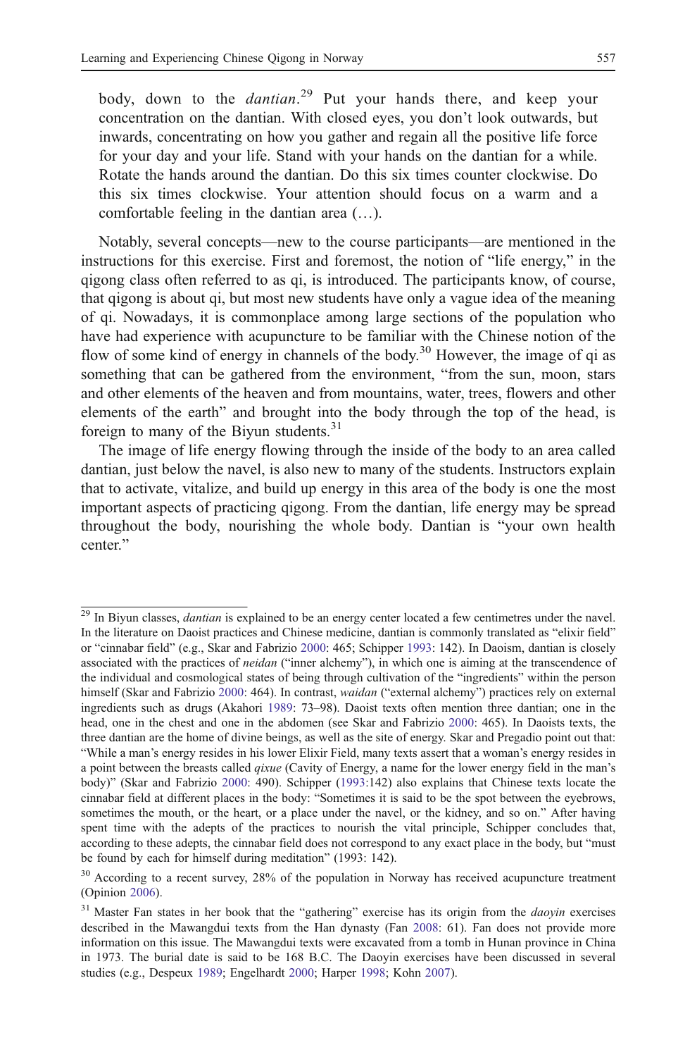body, down to the *dantian*.[29] Put your hands there, and keep your concentration on the dantian. With closed eyes, you don't look outwards, but inwards, concentrating on how you gather and regain all the positive life force for your day and your life. Stand with your hands on the dantian for a while. Rotate the hands around the dantian. Do this six times counter clockwise. Do this six times clockwise. Your attention should focus on a warm and a comfortable feeling in the dantian area (…).

Notably, several concepts—new to the course participants—are mentioned in the instructions for this exercise. First and foremost, the notion of "life energy," in the qigong class often referred to as qi, is introduced. The participants know, of course, that qigong is about qi, but most new students have only a vague idea of the meaning of qi. Nowadays, it is commonplace among large sections of the population who have had experience with acupuncture to be familiar with the Chinese notion of the flow of some kind of energy in channels of the body.[30] However, the image of qi as something that can be gathered from the environment, "from the sun, moon, stars and other elements of the heaven and from mountains, water, trees, flowers and other elements of the earth" and brought into the body through the top of the head, is foreign to many of the Biyun students.[31]

The image of life energy flowing through the inside of the body to an area called dantian, just below the navel, is also new to many of the students. Instructors explain that to activate, vitalize, and build up energy in this area of the body is one the most important aspects of practicing qigong. From the dantian, life energy may be spread throughout the body, nourishing the whole body. Dantian is "your own health center."

---

[29] In Biyun classes, *dantian* is explained to be an energy center located a few centimetres under the navel. In the literature on Daoist practices and Chinese medicine, dantian is commonly translated as "elixir field" or "cinnabar field" (e.g., Skar and Fabrizio 2000: 465; Schipper 1993: 142). In Daoism, dantian is closely associated with the practices of *neidan* ("inner alchemy"), in which one is aiming at the transcendence of the individual and cosmological states of being through cultivation of the "ingredients" within the person himself (Skar and Fabrizio 2000: 464). In contrast, *waidan* ("external alchemy") practices rely on external ingredients such as drugs (Akahori 1989: 73–98). Daoist texts often mention three dantian; one in the head, one in the chest and one in the abdomen (see Skar and Fabrizio 2000: 465). In Daoists texts, the three dantian are the home of divine beings, as well as the site of energy. Skar and Pregadio point out that: "While a man's energy resides in his lower Elixir Field, many texts assert that a woman's energy resides in a point between the breasts called *qixue* (Cavity of Energy, a name for the lower energy field in the man's body)" (Skar and Fabrizio 2000: 490). Schipper (1993:142) also explains that Chinese texts locate the cinnabar field at different places in the body: "Sometimes it is said to be the spot between the eyebrows, sometimes the mouth, or the heart, or a place under the navel, or the kidney, and so on." After having spent time with the adepts of the practices to nourish the vital principle, Schipper concludes that, according to these adepts, the cinnabar field does not correspond to any exact place in the body, but "must be found by each for himself during meditation" (1993: 142).

[30] According to a recent survey, 28% of the population in Norway has received acupuncture treatment (Opinion 2006).

[31] Master Fan states in her book that the "gathering" exercise has its origin from the *daoyin* exercises described in the Mawangdui texts from the Han dynasty (Fan 2008: 61). Fan does not provide more information on this issue. The Mawangdui texts were excavated from a tomb in Hunan province in China in 1973. The burial date is said to be 168 B.C. The Daoyin exercises have been discussed in several studies (e.g., Despeux 1989; Engelhardt 2000; Harper 1998; Kohn 2007).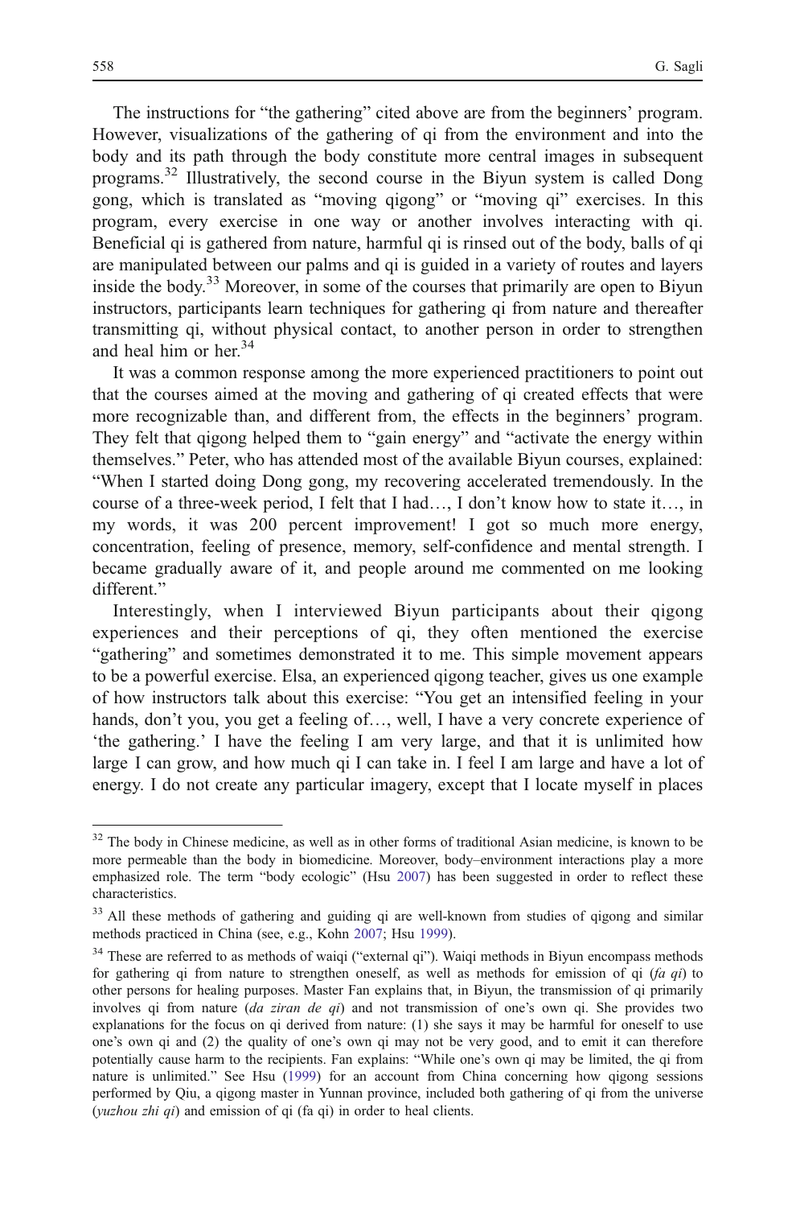The instructions for "the gathering" cited above are from the beginners' program. However, visualizations of the gathering of qi from the environment and into the body and its path through the body constitute more central images in subsequent programs.[32] Illustratively, the second course in the Biyun system is called Dong gong, which is translated as "moving qigong" or "moving qi" exercises. In this program, every exercise in one way or another involves interacting with qi. Beneficial qi is gathered from nature, harmful qi is rinsed out of the body, balls of qi are manipulated between our palms and qi is guided in a variety of routes and layers inside the body.[33] Moreover, in some of the courses that primarily are open to Biyun instructors, participants learn techniques for gathering qi from nature and thereafter transmitting qi, without physical contact, to another person in order to strengthen and heal him or her.[34]

It was a common response among the more experienced practitioners to point out that the courses aimed at the moving and gathering of qi created effects that were more recognizable than, and different from, the effects in the beginners' program. They felt that qigong helped them to "gain energy" and "activate the energy within themselves." Peter, who has attended most of the available Biyun courses, explained: "When I started doing Dong gong, my recovering accelerated tremendously. In the course of a three-week period, I felt that I had…, I don't know how to state it…, in my words, it was 200 percent improvement! I got so much more energy, concentration, feeling of presence, memory, self-confidence and mental strength. I became gradually aware of it, and people around me commented on me looking different."

Interestingly, when I interviewed Biyun participants about their qigong experiences and their perceptions of qi, they often mentioned the exercise "gathering" and sometimes demonstrated it to me. This simple movement appears to be a powerful exercise. Elsa, an experienced qigong teacher, gives us one example of how instructors talk about this exercise: "You get an intensified feeling in your hands, don't you, you get a feeling of…, well, I have a very concrete experience of 'the gathering.' I have the feeling I am very large, and that it is unlimited how large I can grow, and how much qi I can take in. I feel I am large and have a lot of energy. I do not create any particular imagery, except that I locate myself in places

---

[32] The body in Chinese medicine, as well as in other forms of traditional Asian medicine, is known to be more permeable than the body in biomedicine. Moreover, body–environment interactions play a more emphasized role. The term "body ecologic" (Hsu 2007) has been suggested in order to reflect these characteristics.

[33] All these methods of gathering and guiding qi are well-known from studies of qigong and similar methods practiced in China (see, e.g., Kohn 2007; Hsu 1999).

[34] These are referred to as methods of waiqi ("external qi"). Waiqi methods in Biyun encompass methods for gathering qi from nature to strengthen oneself, as well as methods for emission of qi (*fa qi*) to other persons for healing purposes. Master Fan explains that, in Biyun, the transmission of qi primarily involves qi from nature (*da ziran de qi*) and not transmission of one's own qi. She provides two explanations for the focus on qi derived from nature: (1) she says it may be harmful for oneself to use one's own qi and (2) the quality of one's own qi may not be very good, and to emit it can therefore potentially cause harm to the recipients. Fan explains: "While one's own qi may be limited, the qi from nature is unlimited." See Hsu (1999) for an account from China concerning how qigong sessions performed by Qiu, a qigong master in Yunnan province, included both gathering of qi from the universe (*yuzhou zhi qi*) and emission of qi (fa qi) in order to heal clients.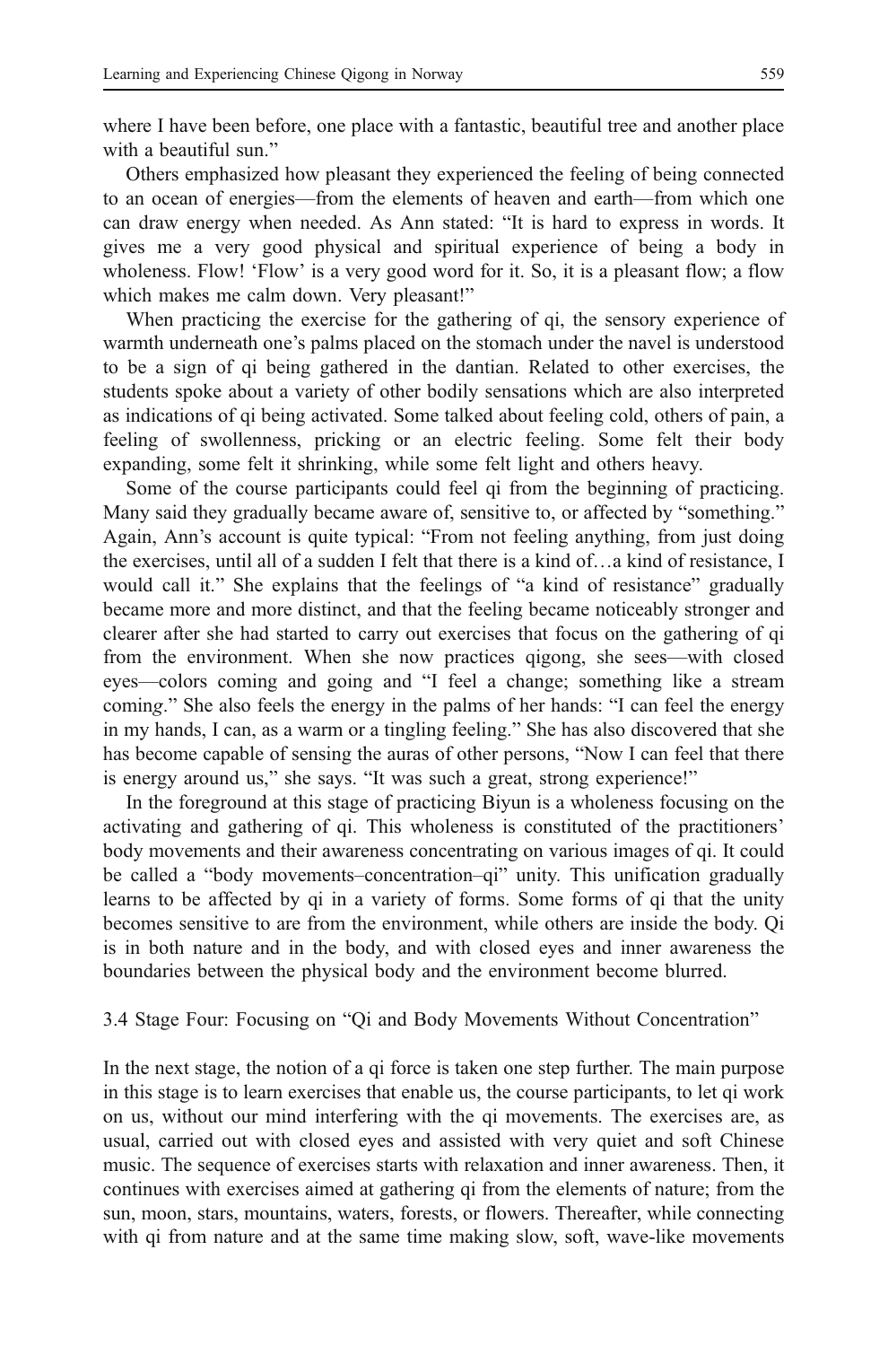where I have been before, one place with a fantastic, beautiful tree and another place with a beautiful sun."

Others emphasized how pleasant they experienced the feeling of being connected to an ocean of energies—from the elements of heaven and earth—from which one can draw energy when needed. As Ann stated: "It is hard to express in words. It gives me a very good physical and spiritual experience of being a body in wholeness. Flow! 'Flow' is a very good word for it. So, it is a pleasant flow; a flow which makes me calm down. Very pleasant!"

When practicing the exercise for the gathering of qi, the sensory experience of warmth underneath one's palms placed on the stomach under the navel is understood to be a sign of qi being gathered in the dantian. Related to other exercises, the students spoke about a variety of other bodily sensations which are also interpreted as indications of qi being activated. Some talked about feeling cold, others of pain, a feeling of swollenness, pricking or an electric feeling. Some felt their body expanding, some felt it shrinking, while some felt light and others heavy.

Some of the course participants could feel qi from the beginning of practicing. Many said they gradually became aware of, sensitive to, or affected by "something." Again, Ann's account is quite typical: "From not feeling anything, from just doing the exercises, until all of a sudden I felt that there is a kind of…a kind of resistance, I would call it." She explains that the feelings of "a kind of resistance" gradually became more and more distinct, and that the feeling became noticeably stronger and clearer after she had started to carry out exercises that focus on the gathering of qi from the environment. When she now practices qigong, she sees—with closed eyes—colors coming and going and "I feel a change; something like a stream coming." She also feels the energy in the palms of her hands: "I can feel the energy in my hands, I can, as a warm or a tingling feeling." She has also discovered that she has become capable of sensing the auras of other persons, "Now I can feel that there is energy around us," she says. "It was such a great, strong experience!"

In the foreground at this stage of practicing Biyun is a wholeness focusing on the activating and gathering of qi. This wholeness is constituted of the practitioners' body movements and their awareness concentrating on various images of qi. It could be called a "body movements–concentration–qi" unity. This unification gradually learns to be affected by qi in a variety of forms. Some forms of qi that the unity becomes sensitive to are from the environment, while others are inside the body. Qi is in both nature and in the body, and with closed eyes and inner awareness the boundaries between the physical body and the environment become blurred.

### 3.4 Stage Four: Focusing on "Qi and Body Movements Without Concentration"

In the next stage, the notion of a qi force is taken one step further. The main purpose in this stage is to learn exercises that enable us, the course participants, to let qi work on us, without our mind interfering with the qi movements. The exercises are, as usual, carried out with closed eyes and assisted with very quiet and soft Chinese music. The sequence of exercises starts with relaxation and inner awareness. Then, it continues with exercises aimed at gathering qi from the elements of nature; from the sun, moon, stars, mountains, waters, forests, or flowers. Thereafter, while connecting with qi from nature and at the same time making slow, soft, wave-like movements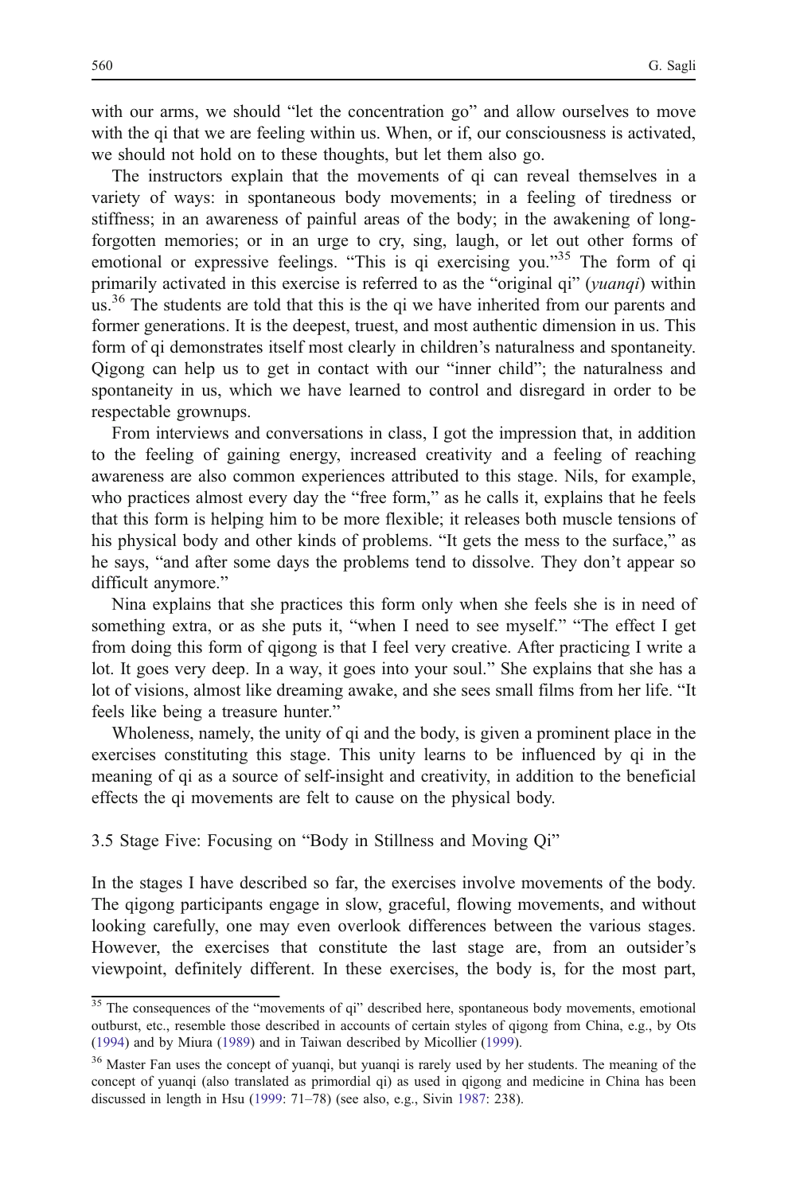with our arms, we should "let the concentration go" and allow ourselves to move with the qi that we are feeling within us. When, or if, our consciousness is activated, we should not hold on to these thoughts, but let them also go.

The instructors explain that the movements of qi can reveal themselves in a variety of ways: in spontaneous body movements; in a feeling of tiredness or stiffness; in an awareness of painful areas of the body; in the awakening of long-forgotten memories; or in an urge to cry, sing, laugh, or let out other forms of emotional or expressive feelings. "This is qi exercising you."[35] The form of qi primarily activated in this exercise is referred to as the "original qi" (*yuanqi*) within us.[36] The students are told that this is the qi we have inherited from our parents and former generations. It is the deepest, truest, and most authentic dimension in us. This form of qi demonstrates itself most clearly in children's naturalness and spontaneity. Qigong can help us to get in contact with our "inner child"; the naturalness and spontaneity in us, which we have learned to control and disregard in order to be respectable grownups.

From interviews and conversations in class, I got the impression that, in addition to the feeling of gaining energy, increased creativity and a feeling of reaching awareness are also common experiences attributed to this stage. Nils, for example, who practices almost every day the "free form," as he calls it, explains that he feels that this form is helping him to be more flexible; it releases both muscle tensions of his physical body and other kinds of problems. "It gets the mess to the surface," as he says, "and after some days the problems tend to dissolve. They don't appear so difficult anymore."

Nina explains that she practices this form only when she feels she is in need of something extra, or as she puts it, "when I need to see myself." "The effect I get from doing this form of qigong is that I feel very creative. After practicing I write a lot. It goes very deep. In a way, it goes into your soul." She explains that she has a lot of visions, almost like dreaming awake, and she sees small films from her life. "It feels like being a treasure hunter."

Wholeness, namely, the unity of qi and the body, is given a prominent place in the exercises constituting this stage. This unity learns to be influenced by qi in the meaning of qi as a source of self-insight and creativity, in addition to the beneficial effects the qi movements are felt to cause on the physical body.

### 3.5 Stage Five: Focusing on "Body in Stillness and Moving Qi"

In the stages I have described so far, the exercises involve movements of the body. The qigong participants engage in slow, graceful, flowing movements, and without looking carefully, one may even overlook differences between the various stages. However, the exercises that constitute the last stage are, from an outsider's viewpoint, definitely different. In these exercises, the body is, for the most part,

---

[35] The consequences of the "movements of qi" described here, spontaneous body movements, emotional outburst, etc., resemble those described in accounts of certain styles of qigong from China, e.g., by Ots (1994) and by Miura (1989) and in Taiwan described by Micollier (1999).

[36] Master Fan uses the concept of yuanqi, but yuanqi is rarely used by her students. The meaning of the concept of yuanqi (also translated as primordial qi) as used in qigong and medicine in China has been discussed in length in Hsu (1999: 71–78) (see also, e.g., Sivin 1987: 238).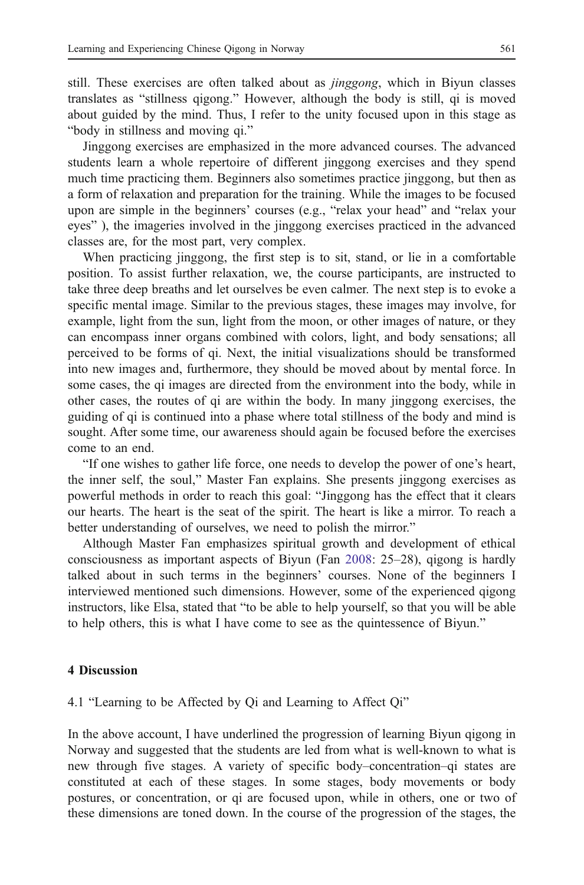still. These exercises are often talked about as *jinggong*, which in Biyun classes translates as "stillness qigong." However, although the body is still, qi is moved about guided by the mind. Thus, I refer to the unity focused upon in this stage as "body in stillness and moving qi."

Jinggong exercises are emphasized in the more advanced courses. The advanced students learn a whole repertoire of different jinggong exercises and they spend much time practicing them. Beginners also sometimes practice jinggong, but then as a form of relaxation and preparation for the training. While the images to be focused upon are simple in the beginners' courses (e.g., "relax your head" and "relax your eyes" ), the imageries involved in the jinggong exercises practiced in the advanced classes are, for the most part, very complex.

When practicing jinggong, the first step is to sit, stand, or lie in a comfortable position. To assist further relaxation, we, the course participants, are instructed to take three deep breaths and let ourselves be even calmer. The next step is to evoke a specific mental image. Similar to the previous stages, these images may involve, for example, light from the sun, light from the moon, or other images of nature, or they can encompass inner organs combined with colors, light, and body sensations; all perceived to be forms of qi. Next, the initial visualizations should be transformed into new images and, furthermore, they should be moved about by mental force. In some cases, the qi images are directed from the environment into the body, while in other cases, the routes of qi are within the body. In many jinggong exercises, the guiding of qi is continued into a phase where total stillness of the body and mind is sought. After some time, our awareness should again be focused before the exercises come to an end.

"If one wishes to gather life force, one needs to develop the power of one's heart, the inner self, the soul," Master Fan explains. She presents jinggong exercises as powerful methods in order to reach this goal: "Jinggong has the effect that it clears our hearts. The heart is the seat of the spirit. The heart is like a mirror. To reach a better understanding of ourselves, we need to polish the mirror."

Although Master Fan emphasizes spiritual growth and development of ethical consciousness as important aspects of Biyun (Fan 2008: 25–28), qigong is hardly talked about in such terms in the beginners' courses. None of the beginners I interviewed mentioned such dimensions. However, some of the experienced qigong instructors, like Elsa, stated that "to be able to help yourself, so that you will be able to help others, this is what I have come to see as the quintessence of Biyun."

## 4 Discussion

### 4.1 "Learning to be Affected by Qi and Learning to Affect Qi"

In the above account, I have underlined the progression of learning Biyun qigong in Norway and suggested that the students are led from what is well-known to what is new through five stages. A variety of specific body–concentration–qi states are constituted at each of these stages. In some stages, body movements or body postures, or concentration, or qi are focused upon, while in others, one or two of these dimensions are toned down. In the course of the progression of the stages, the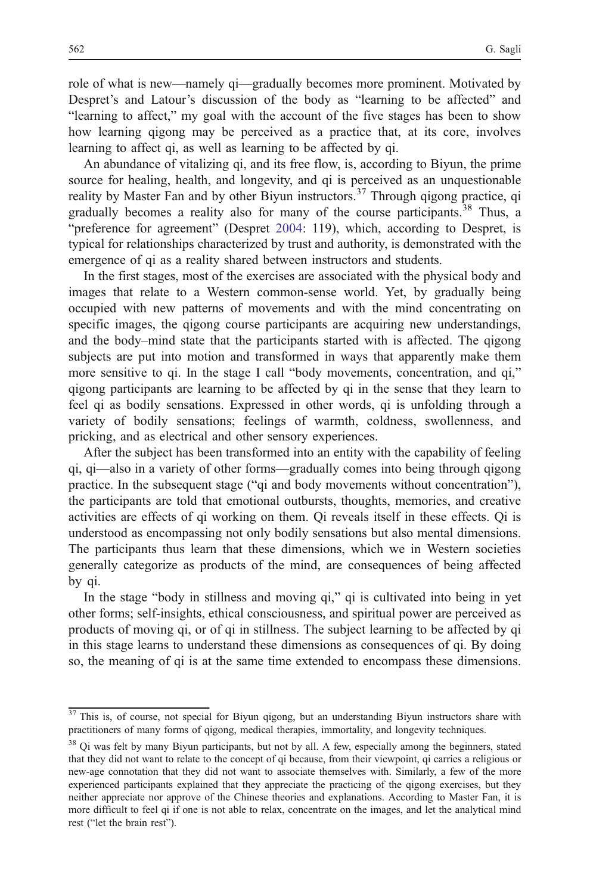role of what is new—namely qi—gradually becomes more prominent. Motivated by Despret's and Latour's discussion of the body as "learning to be affected" and "learning to affect," my goal with the account of the five stages has been to show how learning qigong may be perceived as a practice that, at its core, involves learning to affect qi, as well as learning to be affected by qi.

An abundance of vitalizing qi, and its free flow, is, according to Biyun, the prime source for healing, health, and longevity, and qi is perceived as an unquestionable reality by Master Fan and by other Biyun instructors.[37] Through qigong practice, qi gradually becomes a reality also for many of the course participants.[38] Thus, a "preference for agreement" (Despret 2004: 119), which, according to Despret, is typical for relationships characterized by trust and authority, is demonstrated with the emergence of qi as a reality shared between instructors and students.

In the first stages, most of the exercises are associated with the physical body and images that relate to a Western common-sense world. Yet, by gradually being occupied with new patterns of movements and with the mind concentrating on specific images, the qigong course participants are acquiring new understandings, and the body–mind state that the participants started with is affected. The qigong subjects are put into motion and transformed in ways that apparently make them more sensitive to qi. In the stage I call "body movements, concentration, and qi," qigong participants are learning to be affected by qi in the sense that they learn to feel qi as bodily sensations. Expressed in other words, qi is unfolding through a variety of bodily sensations; feelings of warmth, coldness, swollenness, and pricking, and as electrical and other sensory experiences.

After the subject has been transformed into an entity with the capability of feeling qi, qi—also in a variety of other forms—gradually comes into being through qigong practice. In the subsequent stage ("qi and body movements without concentration"), the participants are told that emotional outbursts, thoughts, memories, and creative activities are effects of qi working on them. Qi reveals itself in these effects. Qi is understood as encompassing not only bodily sensations but also mental dimensions. The participants thus learn that these dimensions, which we in Western societies generally categorize as products of the mind, are consequences of being affected by qi.

In the stage "body in stillness and moving qi," qi is cultivated into being in yet other forms; self-insights, ethical consciousness, and spiritual power are perceived as products of moving qi, or of qi in stillness. The subject learning to be affected by qi in this stage learns to understand these dimensions as consequences of qi. By doing so, the meaning of qi is at the same time extended to encompass these dimensions.

---

[37] This is, of course, not special for Biyun qigong, but an understanding Biyun instructors share with practitioners of many forms of qigong, medical therapies, immortality, and longevity techniques.

[38] Qi was felt by many Biyun participants, but not by all. A few, especially among the beginners, stated that they did not want to relate to the concept of qi because, from their viewpoint, qi carries a religious or new-age connotation that they did not want to associate themselves with. Similarly, a few of the more experienced participants explained that they appreciate the practicing of the qigong exercises, but they neither appreciate nor approve of the Chinese theories and explanations. According to Master Fan, it is more difficult to feel qi if one is not able to relax, concentrate on the images, and let the analytical mind rest ("let the brain rest").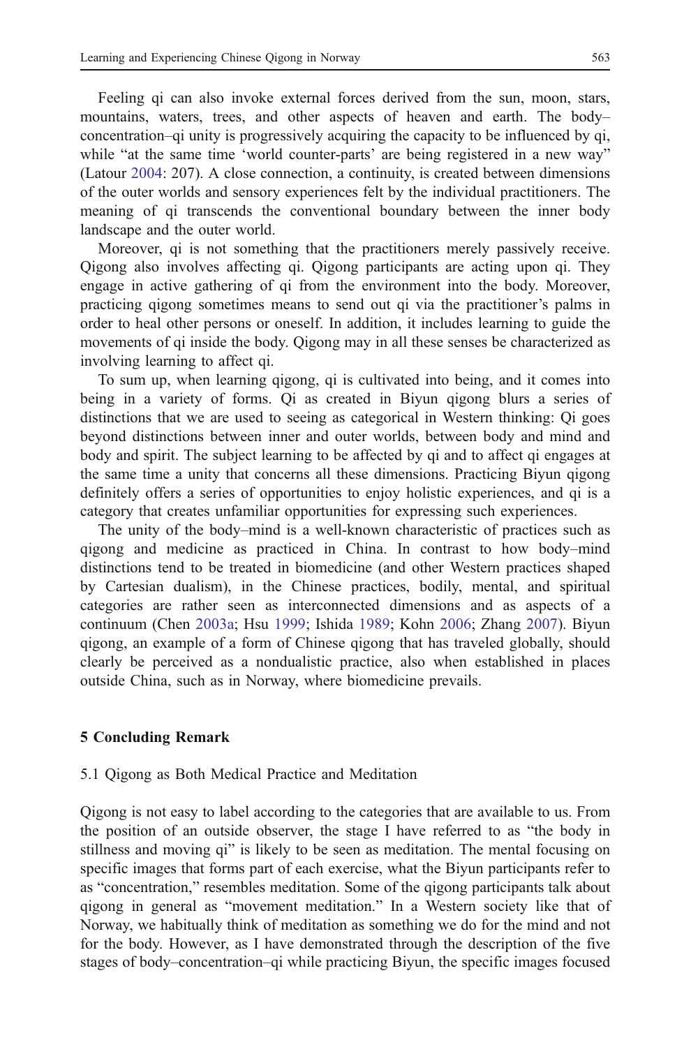Feeling qi can also invoke external forces derived from the sun, moon, stars, mountains, waters, trees, and other aspects of heaven and earth. The body–concentration–qi unity is progressively acquiring the capacity to be influenced by qi, while "at the same time 'world counter-parts' are being registered in a new way" (Latour 2004: 207). A close connection, a continuity, is created between dimensions of the outer worlds and sensory experiences felt by the individual practitioners. The meaning of qi transcends the conventional boundary between the inner body landscape and the outer world.

Moreover, qi is not something that the practitioners merely passively receive. Qigong also involves affecting qi. Qigong participants are acting upon qi. They engage in active gathering of qi from the environment into the body. Moreover, practicing qigong sometimes means to send out qi via the practitioner's palms in order to heal other persons or oneself. In addition, it includes learning to guide the movements of qi inside the body. Qigong may in all these senses be characterized as involving learning to affect qi.

To sum up, when learning qigong, qi is cultivated into being, and it comes into being in a variety of forms. Qi as created in Biyun qigong blurs a series of distinctions that we are used to seeing as categorical in Western thinking: Qi goes beyond distinctions between inner and outer worlds, between body and mind and body and spirit. The subject learning to be affected by qi and to affect qi engages at the same time a unity that concerns all these dimensions. Practicing Biyun qigong definitely offers a series of opportunities to enjoy holistic experiences, and qi is a category that creates unfamiliar opportunities for expressing such experiences.

The unity of the body–mind is a well-known characteristic of practices such as qigong and medicine as practiced in China. In contrast to how body–mind distinctions tend to be treated in biomedicine (and other Western practices shaped by Cartesian dualism), in the Chinese practices, bodily, mental, and spiritual categories are rather seen as interconnected dimensions and as aspects of a continuum (Chen 2003a; Hsu 1999; Ishida 1989; Kohn 2006; Zhang 2007). Biyun qigong, an example of a form of Chinese qigong that has traveled globally, should clearly be perceived as a nondualistic practice, also when established in places outside China, such as in Norway, where biomedicine prevails.

## 5 Concluding Remark

### 5.1 Qigong as Both Medical Practice and Meditation

Qigong is not easy to label according to the categories that are available to us. From the position of an outside observer, the stage I have referred to as "the body in stillness and moving qi" is likely to be seen as meditation. The mental focusing on specific images that forms part of each exercise, what the Biyun participants refer to as "concentration," resembles meditation. Some of the qigong participants talk about qigong in general as "movement meditation." In a Western society like that of Norway, we habitually think of meditation as something we do for the mind and not for the body. However, as I have demonstrated through the description of the five stages of body–concentration–qi while practicing Biyun, the specific images focused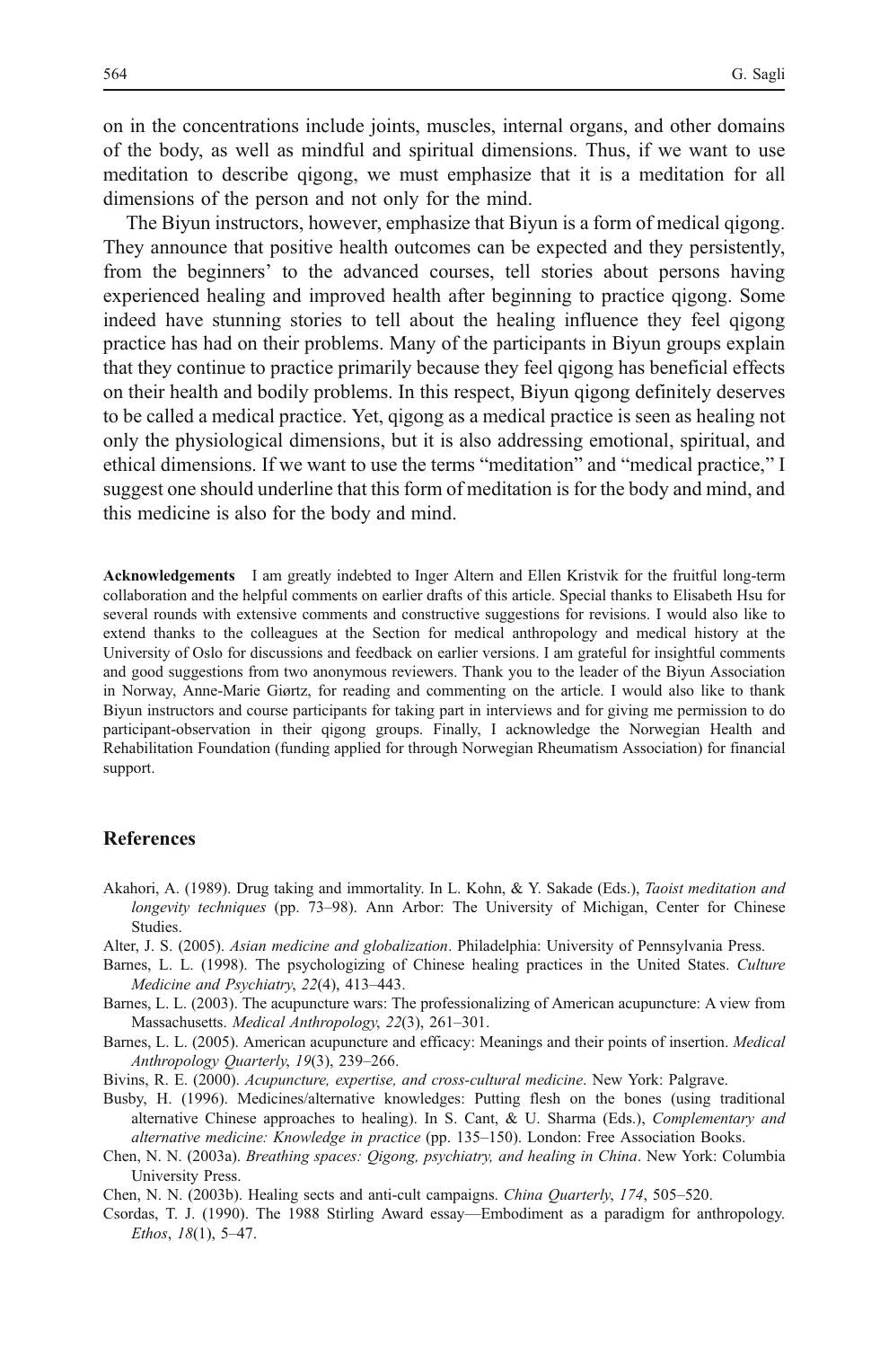on in the concentrations include joints, muscles, internal organs, and other domains of the body, as well as mindful and spiritual dimensions. Thus, if we want to use meditation to describe qigong, we must emphasize that it is a meditation for all dimensions of the person and not only for the mind.

The Biyun instructors, however, emphasize that Biyun is a form of medical qigong. They announce that positive health outcomes can be expected and they persistently, from the beginners' to the advanced courses, tell stories about persons having experienced healing and improved health after beginning to practice qigong. Some indeed have stunning stories to tell about the healing influence they feel qigong practice has had on their problems. Many of the participants in Biyun groups explain that they continue to practice primarily because they feel qigong has beneficial effects on their health and bodily problems. In this respect, Biyun qigong definitely deserves to be called a medical practice. Yet, qigong as a medical practice is seen as healing not only the physiological dimensions, but it is also addressing emotional, spiritual, and ethical dimensions. If we want to use the terms "meditation" and "medical practice," I suggest one should underline that this form of meditation is for the body and mind, and this medicine is also for the body and mind.

**Acknowledgements** I am greatly indebted to Inger Altern and Ellen Kristvik for the fruitful long-term collaboration and the helpful comments on earlier drafts of this article. Special thanks to Elisabeth Hsu for several rounds with extensive comments and constructive suggestions for revisions. I would also like to extend thanks to the colleagues at the Section for medical anthropology and medical history at the University of Oslo for discussions and feedback on earlier versions. I am grateful for insightful comments and good suggestions from two anonymous reviewers. Thank you to the leader of the Biyun Association in Norway, Anne-Marie Giørtz, for reading and commenting on the article. I would also like to thank Biyun instructors and course participants for taking part in interviews and for giving me permission to do participant-observation in their qigong groups. Finally, I acknowledge the Norwegian Health and Rehabilitation Foundation (funding applied for through Norwegian Rheumatism Association) for financial support.

## References

Akahori, A. (1989). Drug taking and immortality. In L. Kohn, & Y. Sakade (Eds.), *Taoist meditation and longevity techniques* (pp. 73–98). Ann Arbor: The University of Michigan, Center for Chinese Studies.

Alter, J. S. (2005). *Asian medicine and globalization*. Philadelphia: University of Pennsylvania Press.

Barnes, L. L. (1998). The psychologizing of Chinese healing practices in the United States. *Culture Medicine and Psychiatry*, *22*(4), 413–443.

Barnes, L. L. (2003). The acupuncture wars: The professionalizing of American acupuncture: A view from Massachusetts. *Medical Anthropology*, *22*(3), 261–301.

Barnes, L. L. (2005). American acupuncture and efficacy: Meanings and their points of insertion. *Medical Anthropology Quarterly*, *19*(3), 239–266.

Bivins, R. E. (2000). *Acupuncture, expertise, and cross-cultural medicine*. New York: Palgrave.

Busby, H. (1996). Medicines/alternative knowledges: Putting flesh on the bones (using traditional alternative Chinese approaches to healing). In S. Cant, & U. Sharma (Eds.), *Complementary and alternative medicine: Knowledge in practice* (pp. 135–150). London: Free Association Books.

Chen, N. N. (2003a). *Breathing spaces: Qigong, psychiatry, and healing in China*. New York: Columbia University Press.

Chen, N. N. (2003b). Healing sects and anti-cult campaigns. *China Quarterly*, *174*, 505–520.

Csordas, T. J. (1990). The 1988 Stirling Award essay—Embodiment as a paradigm for anthropology. *Ethos*, *18*(1), 5–47.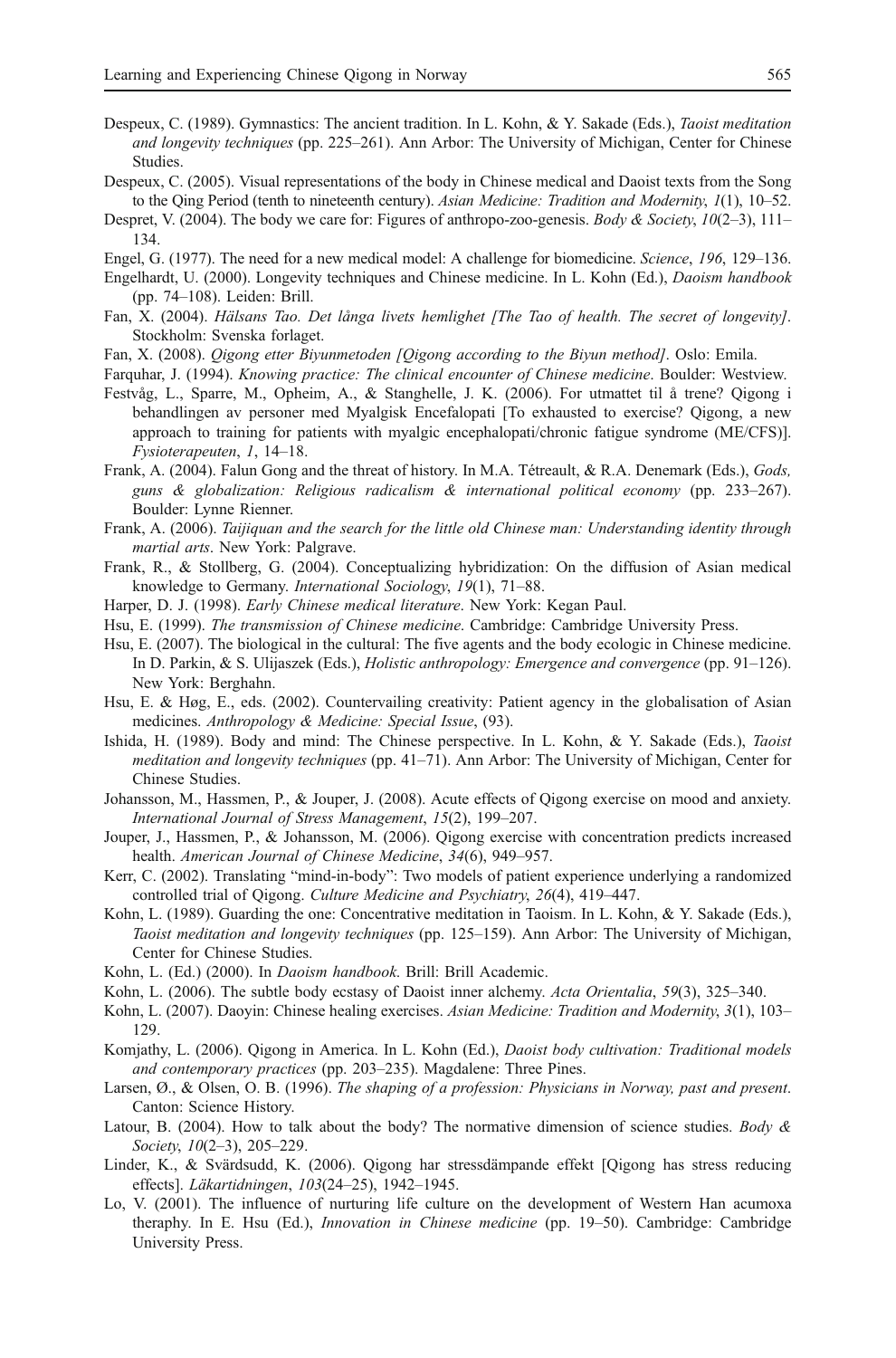Despeux, C. (1989). Gymnastics: The ancient tradition. In L. Kohn, & Y. Sakade (Eds.), *Taoist meditation and longevity techniques* (pp. 225–261). Ann Arbor: The University of Michigan, Center for Chinese Studies.

Despeux, C. (2005). Visual representations of the body in Chinese medical and Daoist texts from the Song to the Qing Period (tenth to nineteenth century). *Asian Medicine: Tradition and Modernity*, *1*(1), 10–52.

Despret, V. (2004). The body we care for: Figures of anthropo-zoo-genesis. *Body & Society*, *10*(2–3), 111–134.

Engel, G. (1977). The need for a new medical model: A challenge for biomedicine. *Science*, *196*, 129–136.

Engelhardt, U. (2000). Longevity techniques and Chinese medicine. In L. Kohn (Ed.), *Daoism handbook* (pp. 74–108). Leiden: Brill.

Fan, X. (2004). *Hälsans Tao. Det långa livets hemlighet [The Tao of health. The secret of longevity]*. Stockholm: Svenska forlaget.

Fan, X. (2008). *Qigong etter Biyunmetoden [Qigong according to the Biyun method]*. Oslo: Emila.

Farquhar, J. (1994). *Knowing practice: The clinical encounter of Chinese medicine*. Boulder: Westview.

Festvåg, L., Sparre, M., Opheim, A., & Stanghelle, J. K. (2006). For utmattet til å trene? Qigong i behandlingen av personer med Myalgisk Encefalopati [To exhausted to exercise? Qigong, a new approach to training for patients with myalgic encephalopati/chronic fatigue syndrome (ME/CFS)]. *Fysioterapeuten*, *1*, 14–18.

Frank, A. (2004). Falun Gong and the threat of history. In M.A. Tétreault, & R.A. Denemark (Eds.), *Gods, guns & globalization: Religious radicalism & international political economy* (pp. 233–267). Boulder: Lynne Rienner.

Frank, A. (2006). *Taijiquan and the search for the little old Chinese man: Understanding identity through martial arts*. New York: Palgrave.

Frank, R., & Stollberg, G. (2004). Conceptualizing hybridization: On the diffusion of Asian medical knowledge to Germany. *International Sociology*, *19*(1), 71–88.

Harper, D. J. (1998). *Early Chinese medical literature*. New York: Kegan Paul.

Hsu, E. (1999). *The transmission of Chinese medicine*. Cambridge: Cambridge University Press.

Hsu, E. (2007). The biological in the cultural: The five agents and the body ecologic in Chinese medicine. In D. Parkin, & S. Ulijaszek (Eds.), *Holistic anthropology: Emergence and convergence* (pp. 91–126). New York: Berghahn.

Hsu, E. & Høg, E., eds. (2002). Countervailing creativity: Patient agency in the globalisation of Asian medicines. *Anthropology & Medicine: Special Issue*, (93).

Ishida, H. (1989). Body and mind: The Chinese perspective. In L. Kohn, & Y. Sakade (Eds.), *Taoist meditation and longevity techniques* (pp. 41–71). Ann Arbor: The University of Michigan, Center for Chinese Studies.

Johansson, M., Hassmen, P., & Jouper, J. (2008). Acute effects of Qigong exercise on mood and anxiety. *International Journal of Stress Management*, *15*(2), 199–207.

Jouper, J., Hassmen, P., & Johansson, M. (2006). Qigong exercise with concentration predicts increased health. *American Journal of Chinese Medicine*, *34*(6), 949–957.

Kerr, C. (2002). Translating "mind-in-body": Two models of patient experience underlying a randomized controlled trial of Qigong. *Culture Medicine and Psychiatry*, *26*(4), 419–447.

Kohn, L. (1989). Guarding the one: Concentrative meditation in Taoism. In L. Kohn, & Y. Sakade (Eds.), *Taoist meditation and longevity techniques* (pp. 125–159). Ann Arbor: The University of Michigan, Center for Chinese Studies.

Kohn, L. (Ed.) (2000). In *Daoism handbook*. Brill: Brill Academic.

Kohn, L. (2006). The subtle body ecstasy of Daoist inner alchemy. *Acta Orientalia*, *59*(3), 325–340.

Kohn, L. (2007). Daoyin: Chinese healing exercises. *Asian Medicine: Tradition and Modernity*, *3*(1), 103–129.

Komjathy, L. (2006). Qigong in America. In L. Kohn (Ed.), *Daoist body cultivation: Traditional models and contemporary practices* (pp. 203–235). Magdalene: Three Pines.

Larsen, Ø., & Olsen, O. B. (1996). *The shaping of a profession: Physicians in Norway, past and present*. Canton: Science History.

Latour, B. (2004). How to talk about the body? The normative dimension of science studies. *Body & Society*, *10*(2–3), 205–229.

Linder, K., & Svärdsudd, K. (2006). Qigong har stressdämpande effekt [Qigong has stress reducing effects]. *Läkartidningen*, *103*(24–25), 1942–1945.

Lo, V. (2001). The influence of nurturing life culture on the development of Western Han acumoxa theraphy. In E. Hsu (Ed.), *Innovation in Chinese medicine* (pp. 19–50). Cambridge: Cambridge University Press.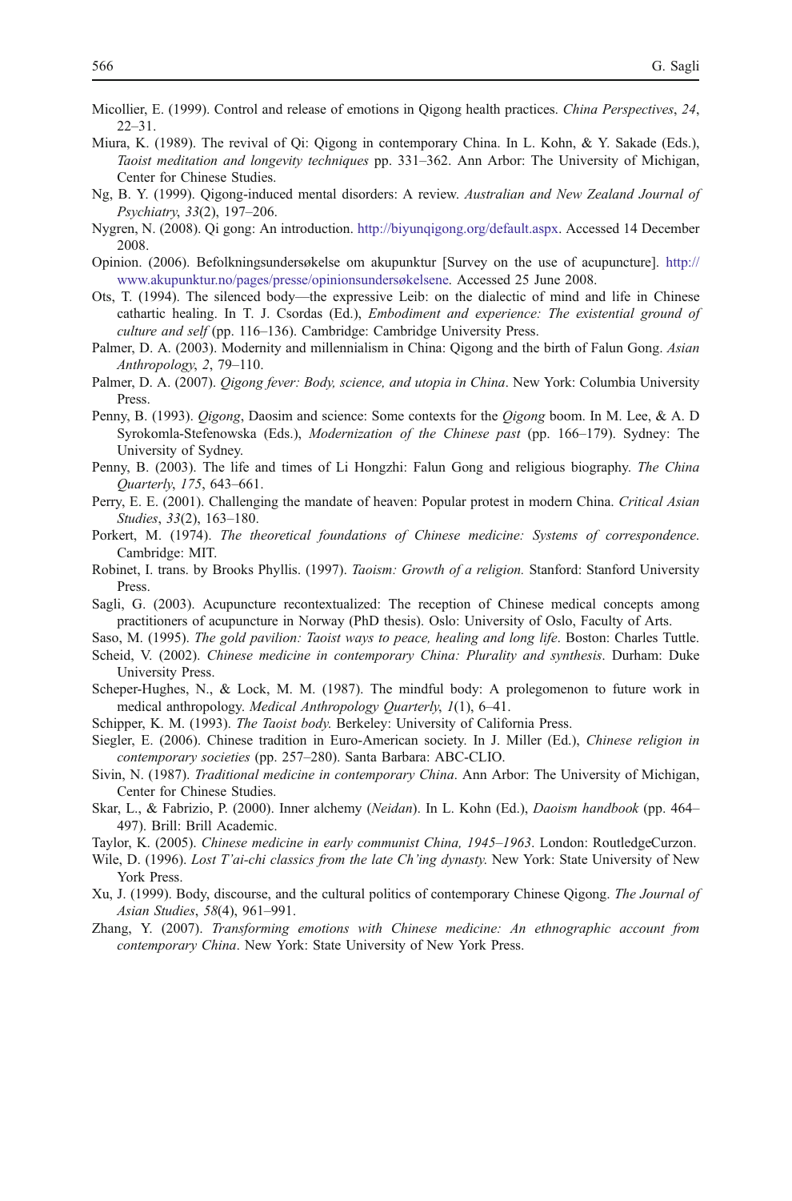Micollier, E. (1999). Control and release of emotions in Qigong health practices. *China Perspectives*, *24*, 22–31.

Miura, K. (1989). The revival of Qi: Qigong in contemporary China. In L. Kohn, & Y. Sakade (Eds.), *Taoist meditation and longevity techniques* pp. 331–362. Ann Arbor: The University of Michigan, Center for Chinese Studies.

Ng, B. Y. (1999). Qigong-induced mental disorders: A review. *Australian and New Zealand Journal of Psychiatry*, *33*(2), 197–206.

Nygren, N. (2008). Qi gong: An introduction. http://biyunqigong.org/default.aspx. Accessed 14 December 2008.

Opinion. (2006). Befolkningsundersøkelse om akupunktur [Survey on the use of acupuncture]. http://www.akupunktur.no/pages/presse/opinionsundersøkelsene. Accessed 25 June 2008.

Ots, T. (1994). The silenced body—the expressive Leib: on the dialectic of mind and life in Chinese cathartic healing. In T. J. Csordas (Ed.), *Embodiment and experience: The existential ground of culture and self* (pp. 116–136). Cambridge: Cambridge University Press.

Palmer, D. A. (2003). Modernity and millennialism in China: Qigong and the birth of Falun Gong. *Asian Anthropology*, *2*, 79–110.

Palmer, D. A. (2007). *Qigong fever: Body, science, and utopia in China*. New York: Columbia University Press.

Penny, B. (1993). *Qigong*, Daosim and science: Some contexts for the *Qigong* boom. In M. Lee, & A. D Syrokomla-Stefenowska (Eds.), *Modernization of the Chinese past* (pp. 166–179). Sydney: The University of Sydney.

Penny, B. (2003). The life and times of Li Hongzhi: Falun Gong and religious biography. *The China Quarterly*, *175*, 643–661.

Perry, E. E. (2001). Challenging the mandate of heaven: Popular protest in modern China. *Critical Asian Studies*, *33*(2), 163–180.

Porkert, M. (1974). *The theoretical foundations of Chinese medicine: Systems of correspondence*. Cambridge: MIT.

Robinet, I. trans. by Brooks Phyllis. (1997). *Taoism: Growth of a religion.* Stanford: Stanford University Press.

Sagli, G. (2003). Acupuncture recontextualized: The reception of Chinese medical concepts among practitioners of acupuncture in Norway (PhD thesis). Oslo: University of Oslo, Faculty of Arts.

Saso, M. (1995). *The gold pavilion: Taoist ways to peace, healing and long life*. Boston: Charles Tuttle.

Scheid, V. (2002). *Chinese medicine in contemporary China: Plurality and synthesis*. Durham: Duke University Press.

Scheper-Hughes, N., & Lock, M. M. (1987). The mindful body: A prolegomenon to future work in medical anthropology. *Medical Anthropology Quarterly*, *1*(1), 6–41.

Schipper, K. M. (1993). *The Taoist body.* Berkeley: University of California Press.

Siegler, E. (2006). Chinese tradition in Euro-American society. In J. Miller (Ed.), *Chinese religion in contemporary societies* (pp. 257–280). Santa Barbara: ABC-CLIO.

Sivin, N. (1987). *Traditional medicine in contemporary China*. Ann Arbor: The University of Michigan, Center for Chinese Studies.

Skar, L., & Fabrizio, P. (2000). Inner alchemy (*Neidan*). In L. Kohn (Ed.), *Daoism handbook* (pp. 464–497). Brill: Brill Academic.

Taylor, K. (2005). *Chinese medicine in early communist China, 1945–1963*. London: RoutledgeCurzon.

Wile, D. (1996). *Lost T'ai-chi classics from the late Ch'ing dynasty.* New York: State University of New York Press.

Xu, J. (1999). Body, discourse, and the cultural politics of contemporary Chinese Qigong. *The Journal of Asian Studies*, *58*(4), 961–991.

Zhang, Y. (2007). *Transforming emotions with Chinese medicine: An ethnographic account from contemporary China*. New York: State University of New York Press.